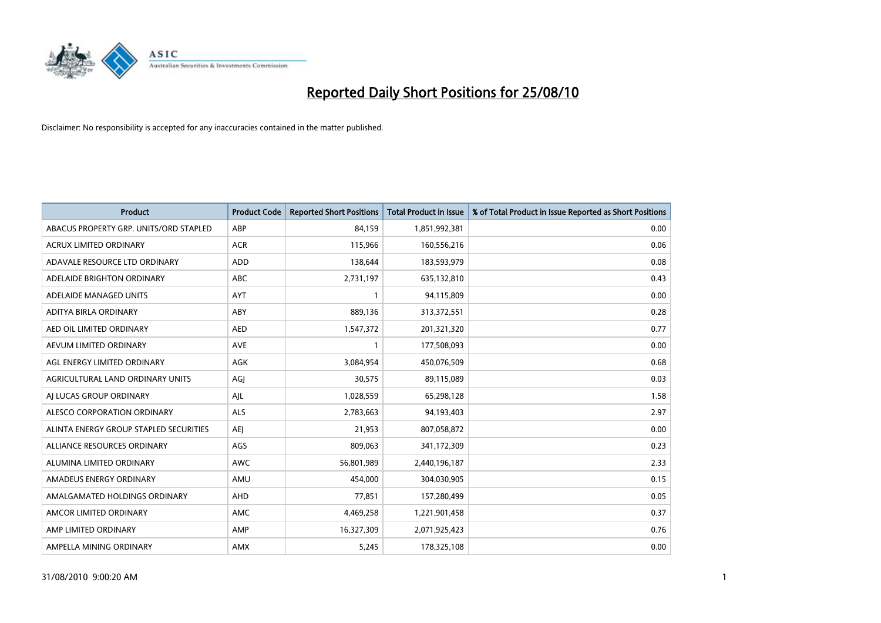# Reported Daily Short Positions for 25/08/10

Disclaimer: No responsibility is accepted for any inaccuracies contained in the matter published.

| Product | Product Code | Reported Short Positions | Total Product in Issue | % of Total Product in Issue Reported as Short Positions |
|---|---|---|---|---|
| ABACUS PROPERTY GRP. UNITS/ORD STAPLED | ABP | 84,159 | 1,851,992,381 | 0.00 |
| ACRUX LIMITED ORDINARY | ACR | 115,966 | 160,556,216 | 0.06 |
| ADAVALE RESOURCE LTD ORDINARY | ADD | 138,644 | 183,593,979 | 0.08 |
| ADELAIDE BRIGHTON ORDINARY | ABC | 2,731,197 | 635,132,810 | 0.43 |
| ADELAIDE MANAGED UNITS | AYT | 1 | 94,115,809 | 0.00 |
| ADITYA BIRLA ORDINARY | ABY | 889,136 | 313,372,551 | 0.28 |
| AED OIL LIMITED ORDINARY | AED | 1,547,372 | 201,321,320 | 0.77 |
| AEVUM LIMITED ORDINARY | AVE | 1 | 177,508,093 | 0.00 |
| AGL ENERGY LIMITED ORDINARY | AGK | 3,084,954 | 450,076,509 | 0.68 |
| AGRICULTURAL LAND ORDINARY UNITS | AGJ | 30,575 | 89,115,089 | 0.03 |
| AJ LUCAS GROUP ORDINARY | AJL | 1,028,559 | 65,298,128 | 1.58 |
| ALESCO CORPORATION ORDINARY | ALS | 2,783,663 | 94,193,403 | 2.97 |
| ALINTA ENERGY GROUP STAPLED SECURITIES | AEJ | 21,953 | 807,058,872 | 0.00 |
| ALLIANCE RESOURCES ORDINARY | AGS | 809,063 | 341,172,309 | 0.23 |
| ALUMINA LIMITED ORDINARY | AWC | 56,801,989 | 2,440,196,187 | 2.33 |
| AMADEUS ENERGY ORDINARY | AMU | 454,000 | 304,030,905 | 0.15 |
| AMALGAMATED HOLDINGS ORDINARY | AHD | 77,851 | 157,280,499 | 0.05 |
| AMCOR LIMITED ORDINARY | AMC | 4,469,258 | 1,221,901,458 | 0.37 |
| AMP LIMITED ORDINARY | AMP | 16,327,309 | 2,071,925,423 | 0.76 |
| AMPELLA MINING ORDINARY | AMX | 5,245 | 178,325,108 | 0.00 |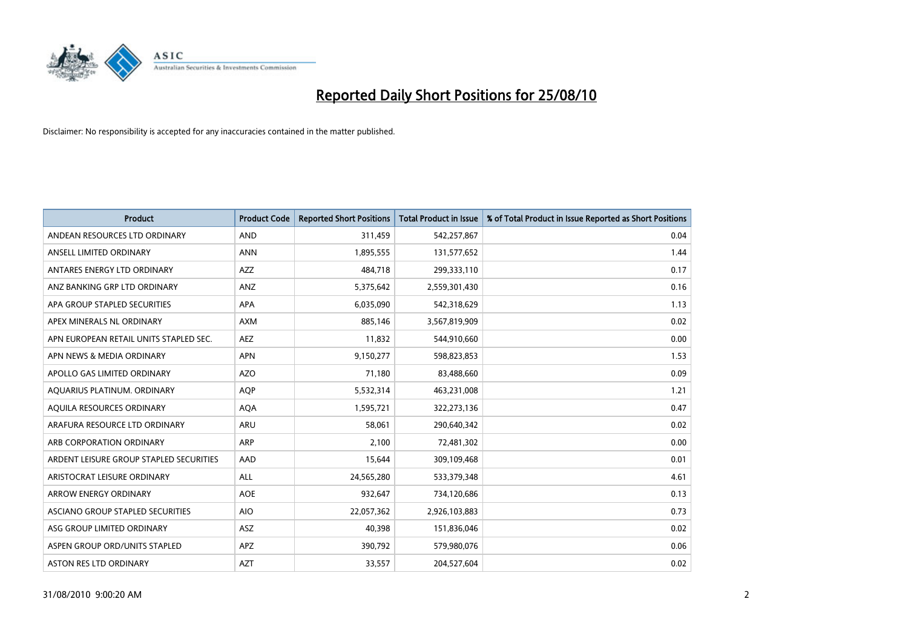# Reported Daily Short Positions for 25/08/10

Disclaimer: No responsibility is accepted for any inaccuracies contained in the matter published.

| Product | Product Code | Reported Short Positions | Total Product in Issue | % of Total Product in Issue Reported as Short Positions |
|---|---|---|---|---|
| ANDEAN RESOURCES LTD ORDINARY | AND | 311,459 | 542,257,867 | 0.04 |
| ANSELL LIMITED ORDINARY | ANN | 1,895,555 | 131,577,652 | 1.44 |
| ANTARES ENERGY LTD ORDINARY | AZZ | 484,718 | 299,333,110 | 0.17 |
| ANZ BANKING GRP LTD ORDINARY | ANZ | 5,375,642 | 2,559,301,430 | 0.16 |
| APA GROUP STAPLED SECURITIES | APA | 6,035,090 | 542,318,629 | 1.13 |
| APEX MINERALS NL ORDINARY | AXM | 885,146 | 3,567,819,909 | 0.02 |
| APN EUROPEAN RETAIL UNITS STAPLED SEC. | AEZ | 11,832 | 544,910,660 | 0.00 |
| APN NEWS & MEDIA ORDINARY | APN | 9,150,277 | 598,823,853 | 1.53 |
| APOLLO GAS LIMITED ORDINARY | AZO | 71,180 | 83,488,660 | 0.09 |
| AQUARIUS PLATINUM. ORDINARY | AQP | 5,532,314 | 463,231,008 | 1.21 |
| AQUILA RESOURCES ORDINARY | AQA | 1,595,721 | 322,273,136 | 0.47 |
| ARAFURA RESOURCE LTD ORDINARY | ARU | 58,061 | 290,640,342 | 0.02 |
| ARB CORPORATION ORDINARY | ARP | 2,100 | 72,481,302 | 0.00 |
| ARDENT LEISURE GROUP STAPLED SECURITIES | AAD | 15,644 | 309,109,468 | 0.01 |
| ARISTOCRAT LEISURE ORDINARY | ALL | 24,565,280 | 533,379,348 | 4.61 |
| ARROW ENERGY ORDINARY | AOE | 932,647 | 734,120,686 | 0.13 |
| ASCIANO GROUP STAPLED SECURITIES | AIO | 22,057,362 | 2,926,103,883 | 0.73 |
| ASG GROUP LIMITED ORDINARY | ASZ | 40,398 | 151,836,046 | 0.02 |
| ASPEN GROUP ORD/UNITS STAPLED | APZ | 390,792 | 579,980,076 | 0.06 |
| ASTON RES LTD ORDINARY | AZT | 33,557 | 204,527,604 | 0.02 |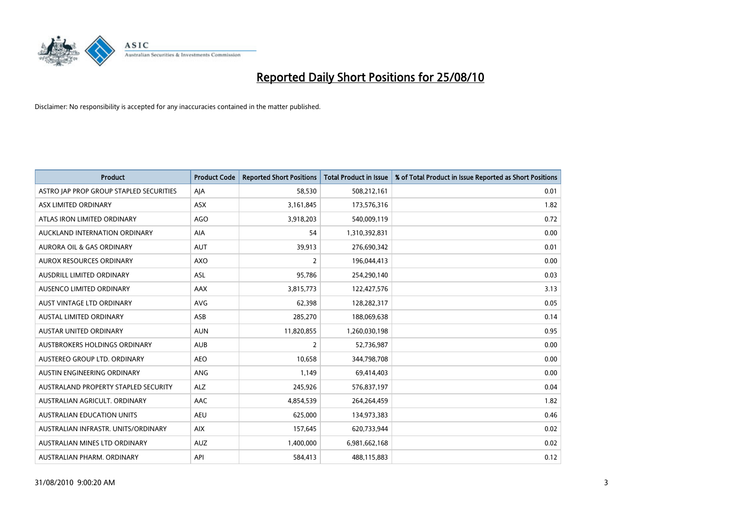# Reported Daily Short Positions for 25/08/10

Disclaimer: No responsibility is accepted for any inaccuracies contained in the matter published.

| Product | Product Code | Reported Short Positions | Total Product in Issue | % of Total Product in Issue Reported as Short Positions |
|---|---|---|---|---|
| ASTRO JAP PROP GROUP STAPLED SECURITIES | AJA | 58,530 | 508,212,161 | 0.01 |
| ASX LIMITED ORDINARY | ASX | 3,161,845 | 173,576,316 | 1.82 |
| ATLAS IRON LIMITED ORDINARY | AGO | 3,918,203 | 540,009,119 | 0.72 |
| AUCKLAND INTERNATION ORDINARY | AIA | 54 | 1,310,392,831 | 0.00 |
| AURORA OIL & GAS ORDINARY | AUT | 39,913 | 276,690,342 | 0.01 |
| AUROX RESOURCES ORDINARY | AXO | 2 | 196,044,413 | 0.00 |
| AUSDRILL LIMITED ORDINARY | ASL | 95,786 | 254,290,140 | 0.03 |
| AUSENCO LIMITED ORDINARY | AAX | 3,815,773 | 122,427,576 | 3.13 |
| AUST VINTAGE LTD ORDINARY | AVG | 62,398 | 128,282,317 | 0.05 |
| AUSTAL LIMITED ORDINARY | ASB | 285,270 | 188,069,638 | 0.14 |
| AUSTAR UNITED ORDINARY | AUN | 11,820,855 | 1,260,030,198 | 0.95 |
| AUSTBROKERS HOLDINGS ORDINARY | AUB | 2 | 52,736,987 | 0.00 |
| AUSTEREO GROUP LTD. ORDINARY | AEO | 10,658 | 344,798,708 | 0.00 |
| AUSTIN ENGINEERING ORDINARY | ANG | 1,149 | 69,414,403 | 0.00 |
| AUSTRALAND PROPERTY STAPLED SECURITY | ALZ | 245,926 | 576,837,197 | 0.04 |
| AUSTRALIAN AGRICULT. ORDINARY | AAC | 4,854,539 | 264,264,459 | 1.82 |
| AUSTRALIAN EDUCATION UNITS | AEU | 625,000 | 134,973,383 | 0.46 |
| AUSTRALIAN INFRASTR. UNITS/ORDINARY | AIX | 157,645 | 620,733,944 | 0.02 |
| AUSTRALIAN MINES LTD ORDINARY | AUZ | 1,400,000 | 6,981,662,168 | 0.02 |
| AUSTRALIAN PHARM. ORDINARY | API | 584,413 | 488,115,883 | 0.12 |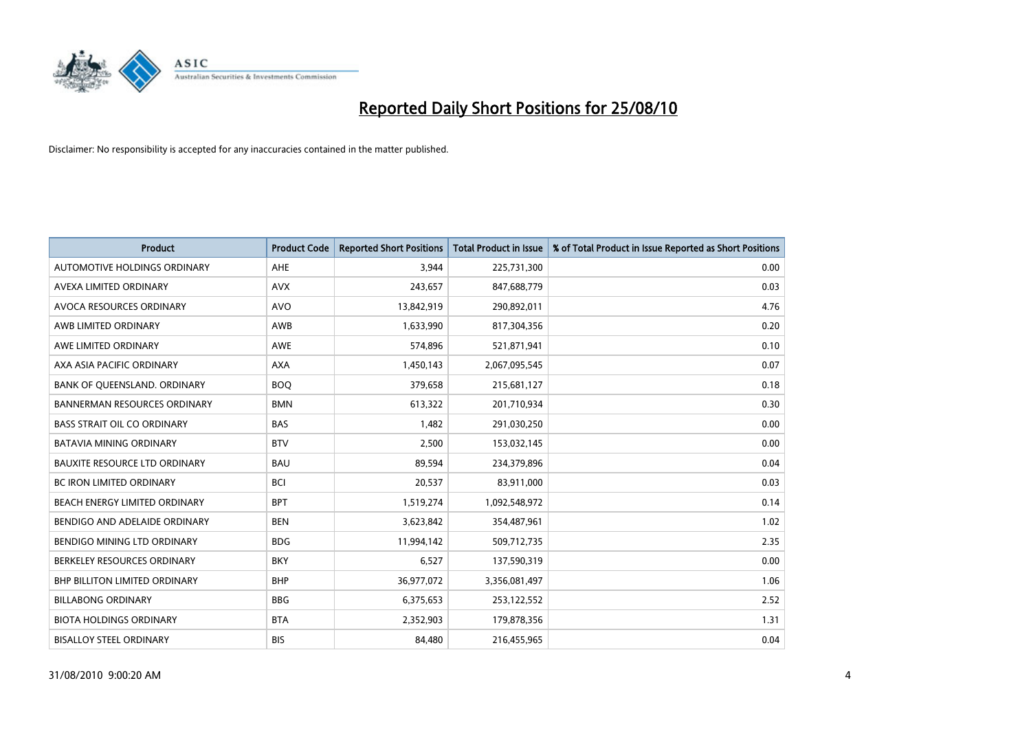# Reported Daily Short Positions for 25/08/10

Disclaimer: No responsibility is accepted for any inaccuracies contained in the matter published.

| Product | Product Code | Reported Short Positions | Total Product in Issue | % of Total Product in Issue Reported as Short Positions |
|---|---|---|---|---|
| AUTOMOTIVE HOLDINGS ORDINARY | AHE | 3,944 | 225,731,300 | 0.00 |
| AVEXA LIMITED ORDINARY | AVX | 243,657 | 847,688,779 | 0.03 |
| AVOCA RESOURCES ORDINARY | AVO | 13,842,919 | 290,892,011 | 4.76 |
| AWB LIMITED ORDINARY | AWB | 1,633,990 | 817,304,356 | 0.20 |
| AWE LIMITED ORDINARY | AWE | 574,896 | 521,871,941 | 0.10 |
| AXA ASIA PACIFIC ORDINARY | AXA | 1,450,143 | 2,067,095,545 | 0.07 |
| BANK OF QUEENSLAND. ORDINARY | BOQ | 379,658 | 215,681,127 | 0.18 |
| BANNERMAN RESOURCES ORDINARY | BMN | 613,322 | 201,710,934 | 0.30 |
| BASS STRAIT OIL CO ORDINARY | BAS | 1,482 | 291,030,250 | 0.00 |
| BATAVIA MINING ORDINARY | BTV | 2,500 | 153,032,145 | 0.00 |
| BAUXITE RESOURCE LTD ORDINARY | BAU | 89,594 | 234,379,896 | 0.04 |
| BC IRON LIMITED ORDINARY | BCI | 20,537 | 83,911,000 | 0.03 |
| BEACH ENERGY LIMITED ORDINARY | BPT | 1,519,274 | 1,092,548,972 | 0.14 |
| BENDIGO AND ADELAIDE ORDINARY | BEN | 3,623,842 | 354,487,961 | 1.02 |
| BENDIGO MINING LTD ORDINARY | BDG | 11,994,142 | 509,712,735 | 2.35 |
| BERKELEY RESOURCES ORDINARY | BKY | 6,527 | 137,590,319 | 0.00 |
| BHP BILLITON LIMITED ORDINARY | BHP | 36,977,072 | 3,356,081,497 | 1.06 |
| BILLABONG ORDINARY | BBG | 6,375,653 | 253,122,552 | 2.52 |
| BIOTA HOLDINGS ORDINARY | BTA | 2,352,903 | 179,878,356 | 1.31 |
| BISALLOY STEEL ORDINARY | BIS | 84,480 | 216,455,965 | 0.04 |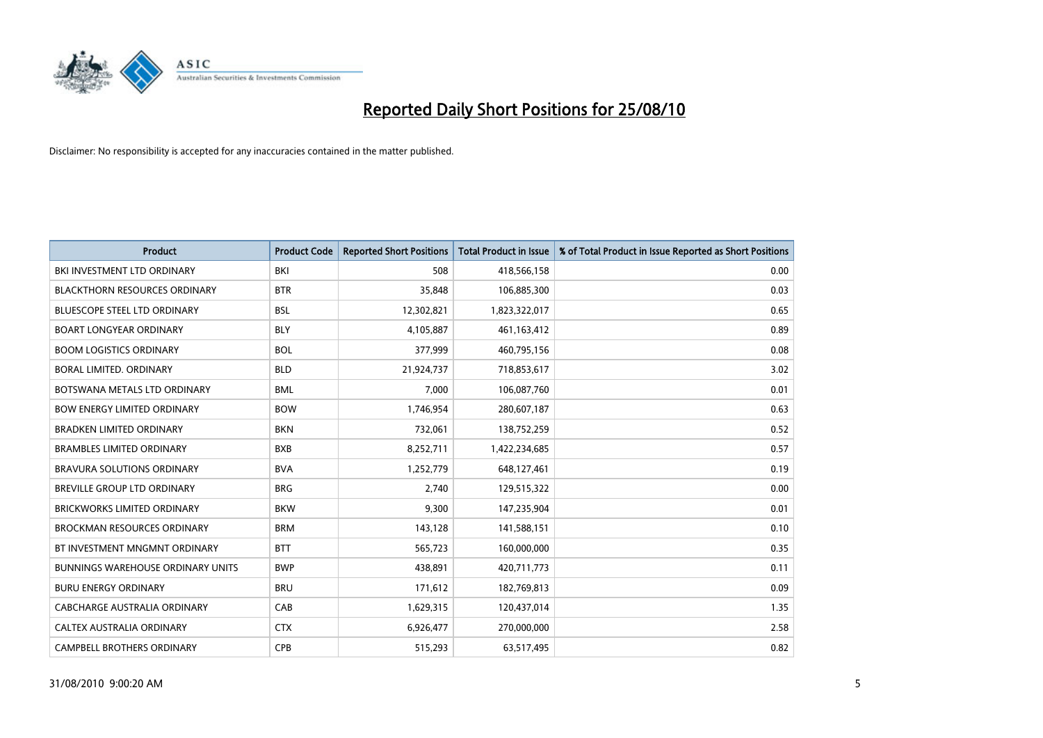# Reported Daily Short Positions for 25/08/10

Disclaimer: No responsibility is accepted for any inaccuracies contained in the matter published.

| Product | Product Code | Reported Short Positions | Total Product in Issue | % of Total Product in Issue Reported as Short Positions |
|---|---|---|---|---|
| BKI INVESTMENT LTD ORDINARY | BKI | 508 | 418,566,158 | 0.00 |
| BLACKTHORN RESOURCES ORDINARY | BTR | 35,848 | 106,885,300 | 0.03 |
| BLUESCOPE STEEL LTD ORDINARY | BSL | 12,302,821 | 1,823,322,017 | 0.65 |
| BOART LONGYEAR ORDINARY | BLY | 4,105,887 | 461,163,412 | 0.89 |
| BOOM LOGISTICS ORDINARY | BOL | 377,999 | 460,795,156 | 0.08 |
| BORAL LIMITED. ORDINARY | BLD | 21,924,737 | 718,853,617 | 3.02 |
| BOTSWANA METALS LTD ORDINARY | BML | 7,000 | 106,087,760 | 0.01 |
| BOW ENERGY LIMITED ORDINARY | BOW | 1,746,954 | 280,607,187 | 0.63 |
| BRADKEN LIMITED ORDINARY | BKN | 732,061 | 138,752,259 | 0.52 |
| BRAMBLES LIMITED ORDINARY | BXB | 8,252,711 | 1,422,234,685 | 0.57 |
| BRAVURA SOLUTIONS ORDINARY | BVA | 1,252,779 | 648,127,461 | 0.19 |
| BREVILLE GROUP LTD ORDINARY | BRG | 2,740 | 129,515,322 | 0.00 |
| BRICKWORKS LIMITED ORDINARY | BKW | 9,300 | 147,235,904 | 0.01 |
| BROCKMAN RESOURCES ORDINARY | BRM | 143,128 | 141,588,151 | 0.10 |
| BT INVESTMENT MNGMNT ORDINARY | BTT | 565,723 | 160,000,000 | 0.35 |
| BUNNINGS WAREHOUSE ORDINARY UNITS | BWP | 438,891 | 420,711,773 | 0.11 |
| BURU ENERGY ORDINARY | BRU | 171,612 | 182,769,813 | 0.09 |
| CABCHARGE AUSTRALIA ORDINARY | CAB | 1,629,315 | 120,437,014 | 1.35 |
| CALTEX AUSTRALIA ORDINARY | CTX | 6,926,477 | 270,000,000 | 2.58 |
| CAMPBELL BROTHERS ORDINARY | CPB | 515,293 | 63,517,495 | 0.82 |

31/08/2010 9:00:20 AM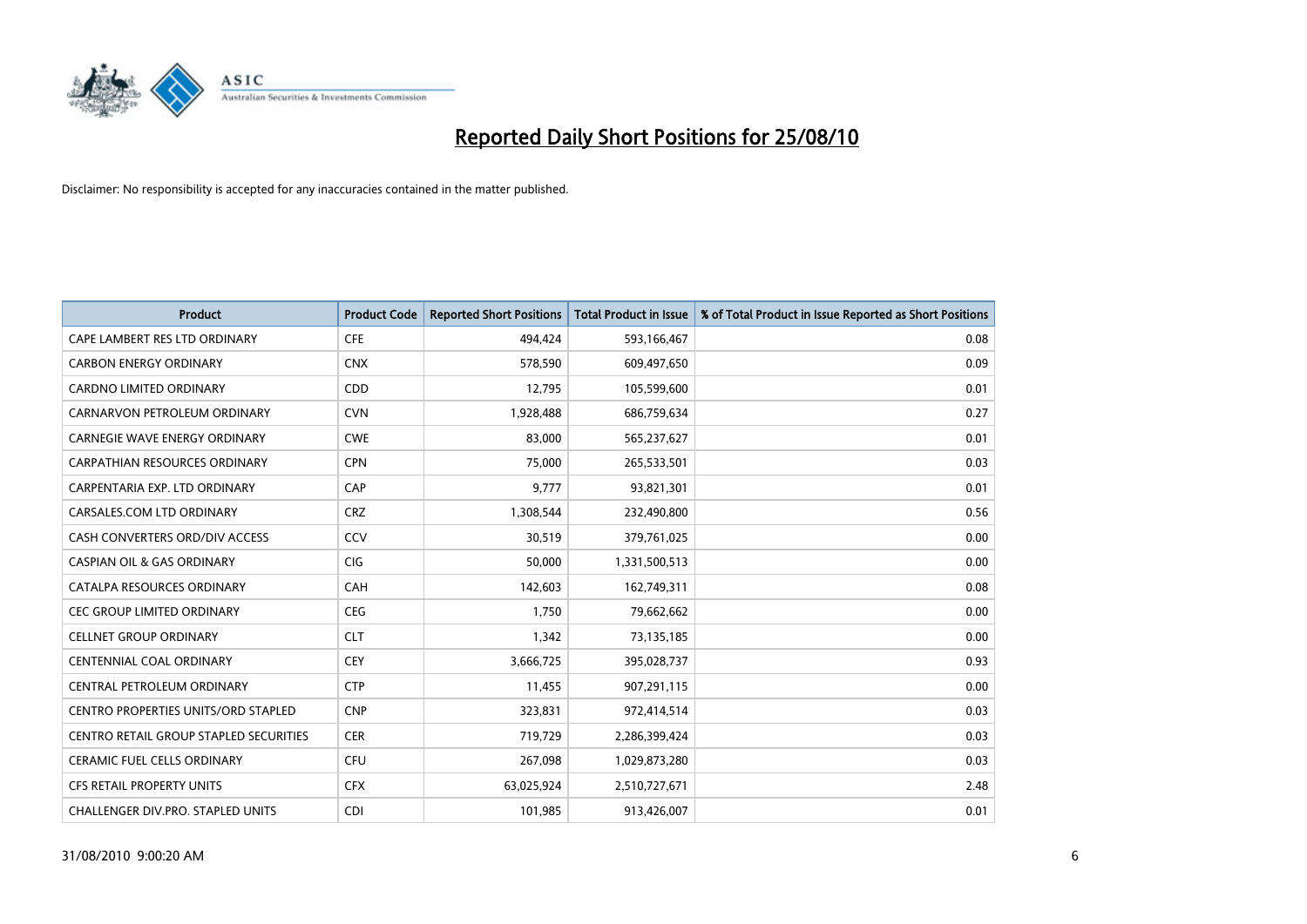# Reported Daily Short Positions for 25/08/10

Disclaimer: No responsibility is accepted for any inaccuracies contained in the matter published.

| Product | Product Code | Reported Short Positions | Total Product in Issue | % of Total Product in Issue Reported as Short Positions |
|---|---|---|---|---|
| CAPE LAMBERT RES LTD ORDINARY | CFE | 494,424 | 593,166,467 | 0.08 |
| CARBON ENERGY ORDINARY | CNX | 578,590 | 609,497,650 | 0.09 |
| CARDNO LIMITED ORDINARY | CDD | 12,795 | 105,599,600 | 0.01 |
| CARNARVON PETROLEUM ORDINARY | CVN | 1,928,488 | 686,759,634 | 0.27 |
| CARNEGIE WAVE ENERGY ORDINARY | CWE | 83,000 | 565,237,627 | 0.01 |
| CARPATHIAN RESOURCES ORDINARY | CPN | 75,000 | 265,533,501 | 0.03 |
| CARPENTARIA EXP. LTD ORDINARY | CAP | 9,777 | 93,821,301 | 0.01 |
| CARSALES.COM LTD ORDINARY | CRZ | 1,308,544 | 232,490,800 | 0.56 |
| CASH CONVERTERS ORD/DIV ACCESS | CCV | 30,519 | 379,761,025 | 0.00 |
| CASPIAN OIL & GAS ORDINARY | CIG | 50,000 | 1,331,500,513 | 0.00 |
| CATALPA RESOURCES ORDINARY | CAH | 142,603 | 162,749,311 | 0.08 |
| CEC GROUP LIMITED ORDINARY | CEG | 1,750 | 79,662,662 | 0.00 |
| CELLNET GROUP ORDINARY | CLT | 1,342 | 73,135,185 | 0.00 |
| CENTENNIAL COAL ORDINARY | CEY | 3,666,725 | 395,028,737 | 0.93 |
| CENTRAL PETROLEUM ORDINARY | CTP | 11,455 | 907,291,115 | 0.00 |
| CENTRO PROPERTIES UNITS/ORD STAPLED | CNP | 323,831 | 972,414,514 | 0.03 |
| CENTRO RETAIL GROUP STAPLED SECURITIES | CER | 719,729 | 2,286,399,424 | 0.03 |
| CERAMIC FUEL CELLS ORDINARY | CFU | 267,098 | 1,029,873,280 | 0.03 |
| CFS RETAIL PROPERTY UNITS | CFX | 63,025,924 | 2,510,727,671 | 2.48 |
| CHALLENGER DIV.PRO. STAPLED UNITS | CDI | 101,985 | 913,426,007 | 0.01 |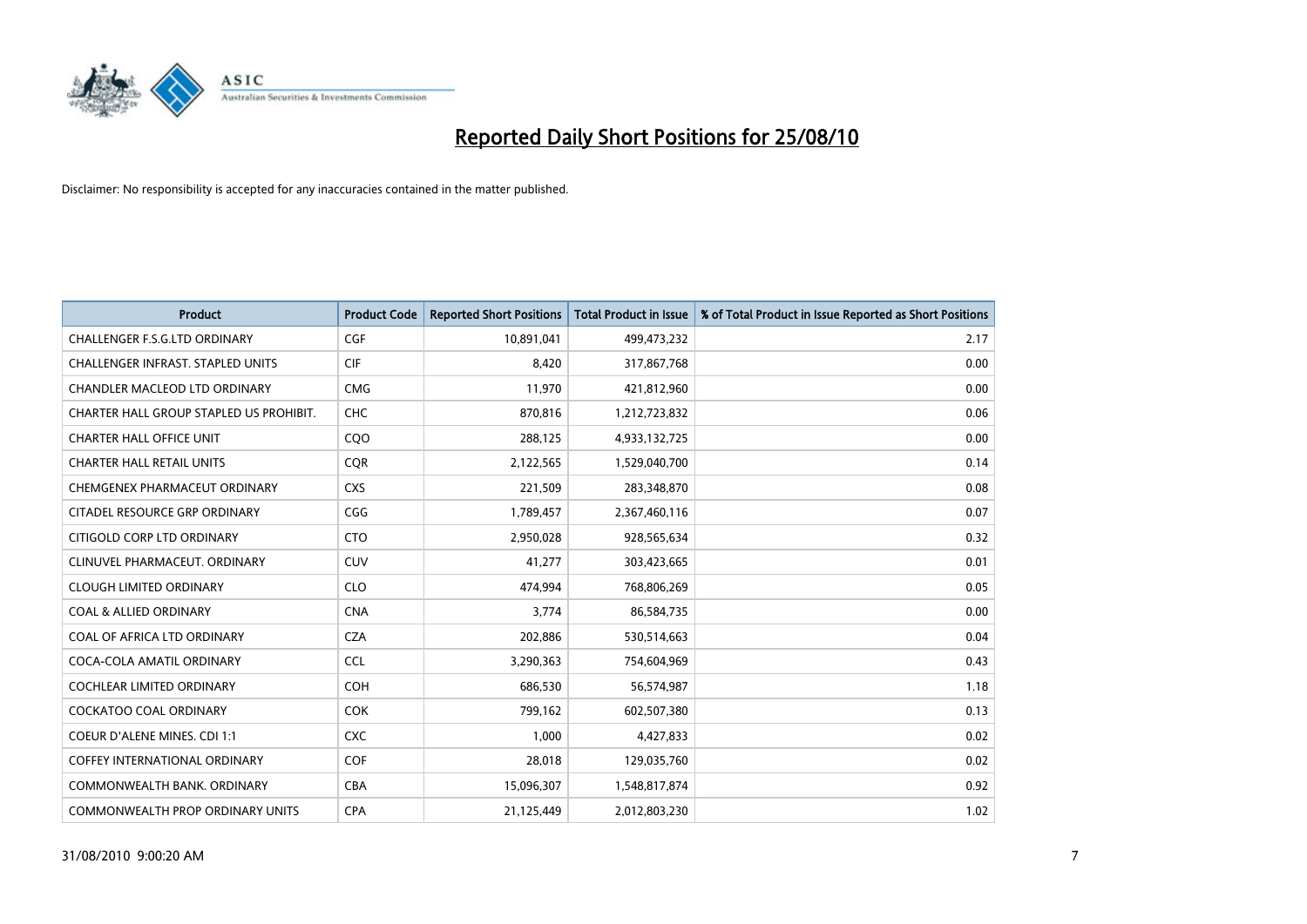# Reported Daily Short Positions for 25/08/10

Disclaimer: No responsibility is accepted for any inaccuracies contained in the matter published.

| Product | Product Code | Reported Short Positions | Total Product in Issue | % of Total Product in Issue Reported as Short Positions |
|---|---|---|---|---|
| CHALLENGER F.S.G.LTD ORDINARY | CGF | 10,891,041 | 499,473,232 | 2.17 |
| CHALLENGER INFRAST. STAPLED UNITS | CIF | 8,420 | 317,867,768 | 0.00 |
| CHANDLER MACLEOD LTD ORDINARY | CMG | 11,970 | 421,812,960 | 0.00 |
| CHARTER HALL GROUP STAPLED US PROHIBIT. | CHC | 870,816 | 1,212,723,832 | 0.06 |
| CHARTER HALL OFFICE UNIT | CQO | 288,125 | 4,933,132,725 | 0.00 |
| CHARTER HALL RETAIL UNITS | CQR | 2,122,565 | 1,529,040,700 | 0.14 |
| CHEMGENEX PHARMACEUT ORDINARY | CXS | 221,509 | 283,348,870 | 0.08 |
| CITADEL RESOURCE GRP ORDINARY | CGG | 1,789,457 | 2,367,460,116 | 0.07 |
| CITIGOLD CORP LTD ORDINARY | CTO | 2,950,028 | 928,565,634 | 0.32 |
| CLINUVEL PHARMACEUT. ORDINARY | CUV | 41,277 | 303,423,665 | 0.01 |
| CLOUGH LIMITED ORDINARY | CLO | 474,994 | 768,806,269 | 0.05 |
| COAL & ALLIED ORDINARY | CNA | 3,774 | 86,584,735 | 0.00 |
| COAL OF AFRICA LTD ORDINARY | CZA | 202,886 | 530,514,663 | 0.04 |
| COCA-COLA AMATIL ORDINARY | CCL | 3,290,363 | 754,604,969 | 0.43 |
| COCHLEAR LIMITED ORDINARY | COH | 686,530 | 56,574,987 | 1.18 |
| COCKATOO COAL ORDINARY | COK | 799,162 | 602,507,380 | 0.13 |
| COEUR D'ALENE MINES. CDI 1:1 | CXC | 1,000 | 4,427,833 | 0.02 |
| COFFEY INTERNATIONAL ORDINARY | COF | 28,018 | 129,035,760 | 0.02 |
| COMMONWEALTH BANK. ORDINARY | CBA | 15,096,307 | 1,548,817,874 | 0.92 |
| COMMONWEALTH PROP ORDINARY UNITS | CPA | 21,125,449 | 2,012,803,230 | 1.02 |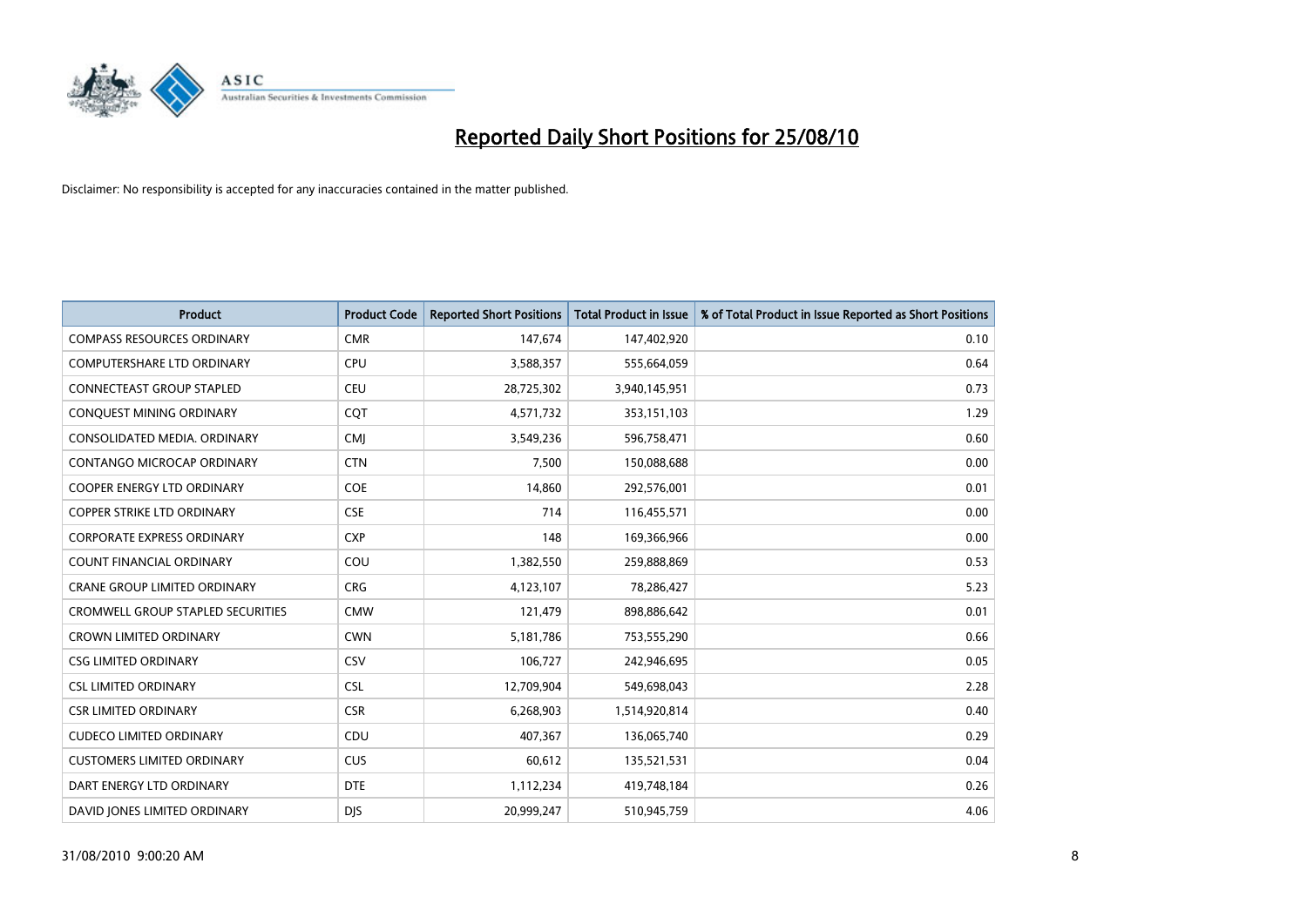# Reported Daily Short Positions for 25/08/10

Disclaimer: No responsibility is accepted for any inaccuracies contained in the matter published.

| Product | Product Code | Reported Short Positions | Total Product in Issue | % of Total Product in Issue Reported as Short Positions |
|---|---|---|---|---|
| COMPASS RESOURCES ORDINARY | CMR | 147,674 | 147,402,920 | 0.10 |
| COMPUTERSHARE LTD ORDINARY | CPU | 3,588,357 | 555,664,059 | 0.64 |
| CONNECTEAST GROUP STAPLED | CEU | 28,725,302 | 3,940,145,951 | 0.73 |
| CONQUEST MINING ORDINARY | CQT | 4,571,732 | 353,151,103 | 1.29 |
| CONSOLIDATED MEDIA. ORDINARY | CMJ | 3,549,236 | 596,758,471 | 0.60 |
| CONTANGO MICROCAP ORDINARY | CTN | 7,500 | 150,088,688 | 0.00 |
| COOPER ENERGY LTD ORDINARY | COE | 14,860 | 292,576,001 | 0.01 |
| COPPER STRIKE LTD ORDINARY | CSE | 714 | 116,455,571 | 0.00 |
| CORPORATE EXPRESS ORDINARY | CXP | 148 | 169,366,966 | 0.00 |
| COUNT FINANCIAL ORDINARY | COU | 1,382,550 | 259,888,869 | 0.53 |
| CRANE GROUP LIMITED ORDINARY | CRG | 4,123,107 | 78,286,427 | 5.23 |
| CROMWELL GROUP STAPLED SECURITIES | CMW | 121,479 | 898,886,642 | 0.01 |
| CROWN LIMITED ORDINARY | CWN | 5,181,786 | 753,555,290 | 0.66 |
| CSG LIMITED ORDINARY | CSV | 106,727 | 242,946,695 | 0.05 |
| CSL LIMITED ORDINARY | CSL | 12,709,904 | 549,698,043 | 2.28 |
| CSR LIMITED ORDINARY | CSR | 6,268,903 | 1,514,920,814 | 0.40 |
| CUDECO LIMITED ORDINARY | CDU | 407,367 | 136,065,740 | 0.29 |
| CUSTOMERS LIMITED ORDINARY | CUS | 60,612 | 135,521,531 | 0.04 |
| DART ENERGY LTD ORDINARY | DTE | 1,112,234 | 419,748,184 | 0.26 |
| DAVID JONES LIMITED ORDINARY | DJS | 20,999,247 | 510,945,759 | 4.06 |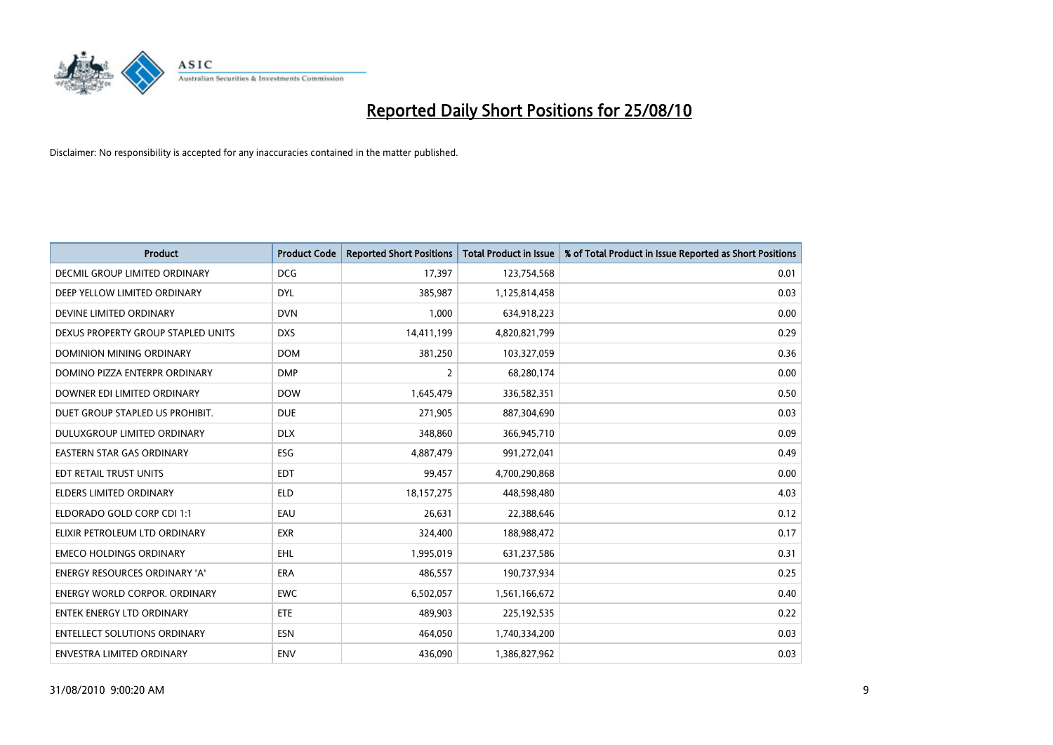# Reported Daily Short Positions for 25/08/10

Disclaimer: No responsibility is accepted for any inaccuracies contained in the matter published.

| Product | Product Code | Reported Short Positions | Total Product in Issue | % of Total Product in Issue Reported as Short Positions |
|---|---|---|---|---|
| DECMIL GROUP LIMITED ORDINARY | DCG | 17,397 | 123,754,568 | 0.01 |
| DEEP YELLOW LIMITED ORDINARY | DYL | 385,987 | 1,125,814,458 | 0.03 |
| DEVINE LIMITED ORDINARY | DVN | 1,000 | 634,918,223 | 0.00 |
| DEXUS PROPERTY GROUP STAPLED UNITS | DXS | 14,411,199 | 4,820,821,799 | 0.29 |
| DOMINION MINING ORDINARY | DOM | 381,250 | 103,327,059 | 0.36 |
| DOMINO PIZZA ENTERPR ORDINARY | DMP | 2 | 68,280,174 | 0.00 |
| DOWNER EDI LIMITED ORDINARY | DOW | 1,645,479 | 336,582,351 | 0.50 |
| DUET GROUP STAPLED US PROHIBIT. | DUE | 271,905 | 887,304,690 | 0.03 |
| DULUXGROUP LIMITED ORDINARY | DLX | 348,860 | 366,945,710 | 0.09 |
| EASTERN STAR GAS ORDINARY | ESG | 4,887,479 | 991,272,041 | 0.49 |
| EDT RETAIL TRUST UNITS | EDT | 99,457 | 4,700,290,868 | 0.00 |
| ELDERS LIMITED ORDINARY | ELD | 18,157,275 | 448,598,480 | 4.03 |
| ELDORADO GOLD CORP CDI 1:1 | EAU | 26,631 | 22,388,646 | 0.12 |
| ELIXIR PETROLEUM LTD ORDINARY | EXR | 324,400 | 188,988,472 | 0.17 |
| EMECO HOLDINGS ORDINARY | EHL | 1,995,019 | 631,237,586 | 0.31 |
| ENERGY RESOURCES ORDINARY 'A' | ERA | 486,557 | 190,737,934 | 0.25 |
| ENERGY WORLD CORPOR. ORDINARY | EWC | 6,502,057 | 1,561,166,672 | 0.40 |
| ENTEK ENERGY LTD ORDINARY | ETE | 489,903 | 225,192,535 | 0.22 |
| ENTELLECT SOLUTIONS ORDINARY | ESN | 464,050 | 1,740,334,200 | 0.03 |
| ENVESTRA LIMITED ORDINARY | ENV | 436,090 | 1,386,827,962 | 0.03 |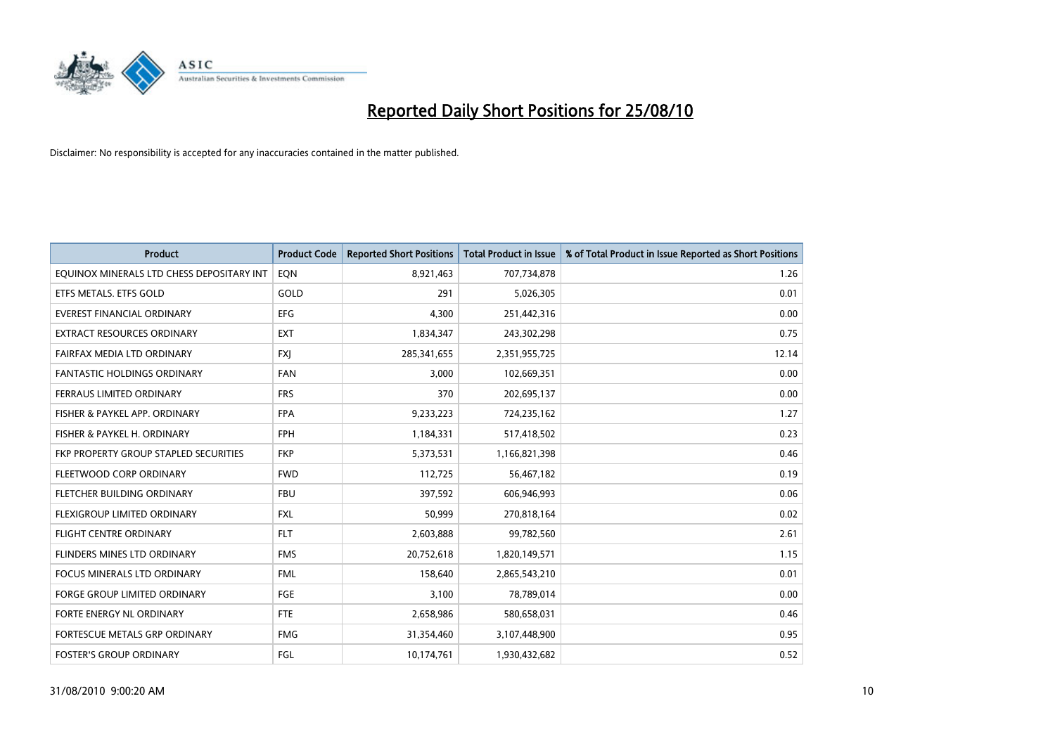# Reported Daily Short Positions for 25/08/10

Disclaimer: No responsibility is accepted for any inaccuracies contained in the matter published.

| Product | Product Code | Reported Short Positions | Total Product in Issue | % of Total Product in Issue Reported as Short Positions |
|---|---|---|---|---|
| EQUINOX MINERALS LTD CHESS DEPOSITARY INT | EQN | 8,921,463 | 707,734,878 | 1.26 |
| ETFS METALS. ETFS GOLD | GOLD | 291 | 5,026,305 | 0.01 |
| EVEREST FINANCIAL ORDINARY | EFG | 4,300 | 251,442,316 | 0.00 |
| EXTRACT RESOURCES ORDINARY | EXT | 1,834,347 | 243,302,298 | 0.75 |
| FAIRFAX MEDIA LTD ORDINARY | FXJ | 285,341,655 | 2,351,955,725 | 12.14 |
| FANTASTIC HOLDINGS ORDINARY | FAN | 3,000 | 102,669,351 | 0.00 |
| FERRAUS LIMITED ORDINARY | FRS | 370 | 202,695,137 | 0.00 |
| FISHER & PAYKEL APP. ORDINARY | FPA | 9,233,223 | 724,235,162 | 1.27 |
| FISHER & PAYKEL H. ORDINARY | FPH | 1,184,331 | 517,418,502 | 0.23 |
| FKP PROPERTY GROUP STAPLED SECURITIES | FKP | 5,373,531 | 1,166,821,398 | 0.46 |
| FLEETWOOD CORP ORDINARY | FWD | 112,725 | 56,467,182 | 0.19 |
| FLETCHER BUILDING ORDINARY | FBU | 397,592 | 606,946,993 | 0.06 |
| FLEXIGROUP LIMITED ORDINARY | FXL | 50,999 | 270,818,164 | 0.02 |
| FLIGHT CENTRE ORDINARY | FLT | 2,603,888 | 99,782,560 | 2.61 |
| FLINDERS MINES LTD ORDINARY | FMS | 20,752,618 | 1,820,149,571 | 1.15 |
| FOCUS MINERALS LTD ORDINARY | FML | 158,640 | 2,865,543,210 | 0.01 |
| FORGE GROUP LIMITED ORDINARY | FGE | 3,100 | 78,789,014 | 0.00 |
| FORTE ENERGY NL ORDINARY | FTE | 2,658,986 | 580,658,031 | 0.46 |
| FORTESCUE METALS GRP ORDINARY | FMG | 31,354,460 | 3,107,448,900 | 0.95 |
| FOSTER'S GROUP ORDINARY | FGL | 10,174,761 | 1,930,432,682 | 0.52 |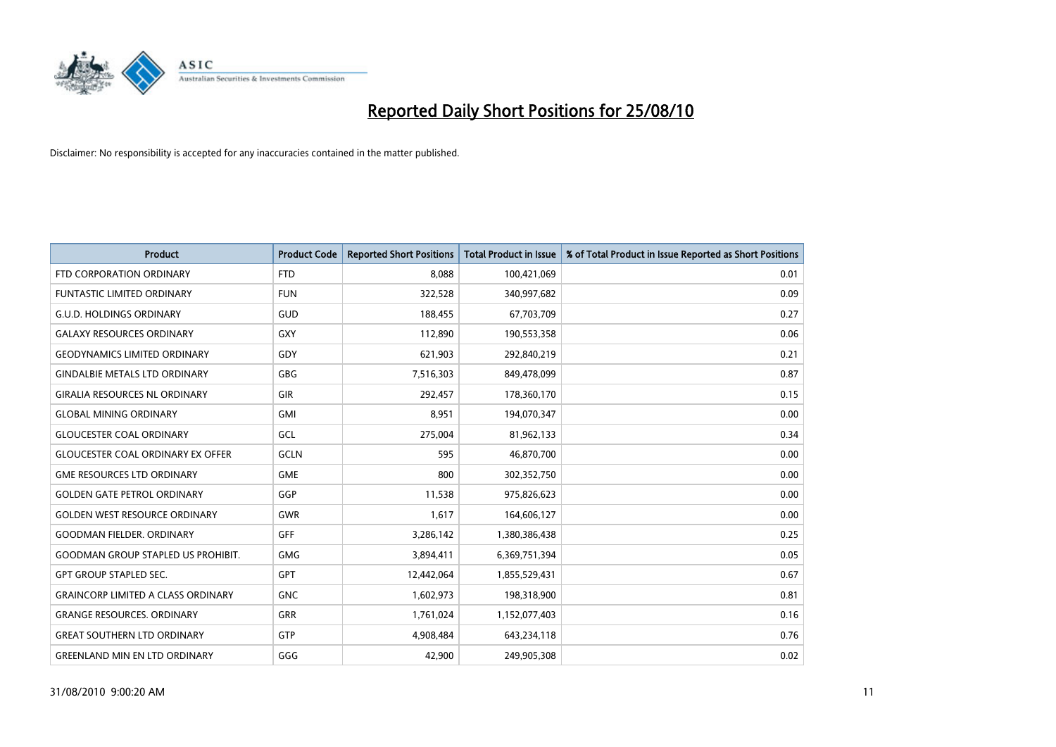# Reported Daily Short Positions for 25/08/10

Disclaimer: No responsibility is accepted for any inaccuracies contained in the matter published.

| Product | Product Code | Reported Short Positions | Total Product in Issue | % of Total Product in Issue Reported as Short Positions |
|---|---|---|---|---|
| FTD CORPORATION ORDINARY | FTD | 8,088 | 100,421,069 | 0.01 |
| FUNTASTIC LIMITED ORDINARY | FUN | 322,528 | 340,997,682 | 0.09 |
| G.U.D. HOLDINGS ORDINARY | GUD | 188,455 | 67,703,709 | 0.27 |
| GALAXY RESOURCES ORDINARY | GXY | 112,890 | 190,553,358 | 0.06 |
| GEODYNAMICS LIMITED ORDINARY | GDY | 621,903 | 292,840,219 | 0.21 |
| GINDALBIE METALS LTD ORDINARY | GBG | 7,516,303 | 849,478,099 | 0.87 |
| GIRALIA RESOURCES NL ORDINARY | GIR | 292,457 | 178,360,170 | 0.15 |
| GLOBAL MINING ORDINARY | GMI | 8,951 | 194,070,347 | 0.00 |
| GLOUCESTER COAL ORDINARY | GCL | 275,004 | 81,962,133 | 0.34 |
| GLOUCESTER COAL ORDINARY EX OFFER | GCLN | 595 | 46,870,700 | 0.00 |
| GME RESOURCES LTD ORDINARY | GME | 800 | 302,352,750 | 0.00 |
| GOLDEN GATE PETROL ORDINARY | GGP | 11,538 | 975,826,623 | 0.00 |
| GOLDEN WEST RESOURCE ORDINARY | GWR | 1,617 | 164,606,127 | 0.00 |
| GOODMAN FIELDER. ORDINARY | GFF | 3,286,142 | 1,380,386,438 | 0.25 |
| GOODMAN GROUP STAPLED US PROHIBIT. | GMG | 3,894,411 | 6,369,751,394 | 0.05 |
| GPT GROUP STAPLED SEC. | GPT | 12,442,064 | 1,855,529,431 | 0.67 |
| GRAINCORP LIMITED A CLASS ORDINARY | GNC | 1,602,973 | 198,318,900 | 0.81 |
| GRANGE RESOURCES. ORDINARY | GRR | 1,761,024 | 1,152,077,403 | 0.16 |
| GREAT SOUTHERN LTD ORDINARY | GTP | 4,908,484 | 643,234,118 | 0.76 |
| GREENLAND MIN EN LTD ORDINARY | GGG | 42,900 | 249,905,308 | 0.02 |

31/08/2010 9:00:20 AM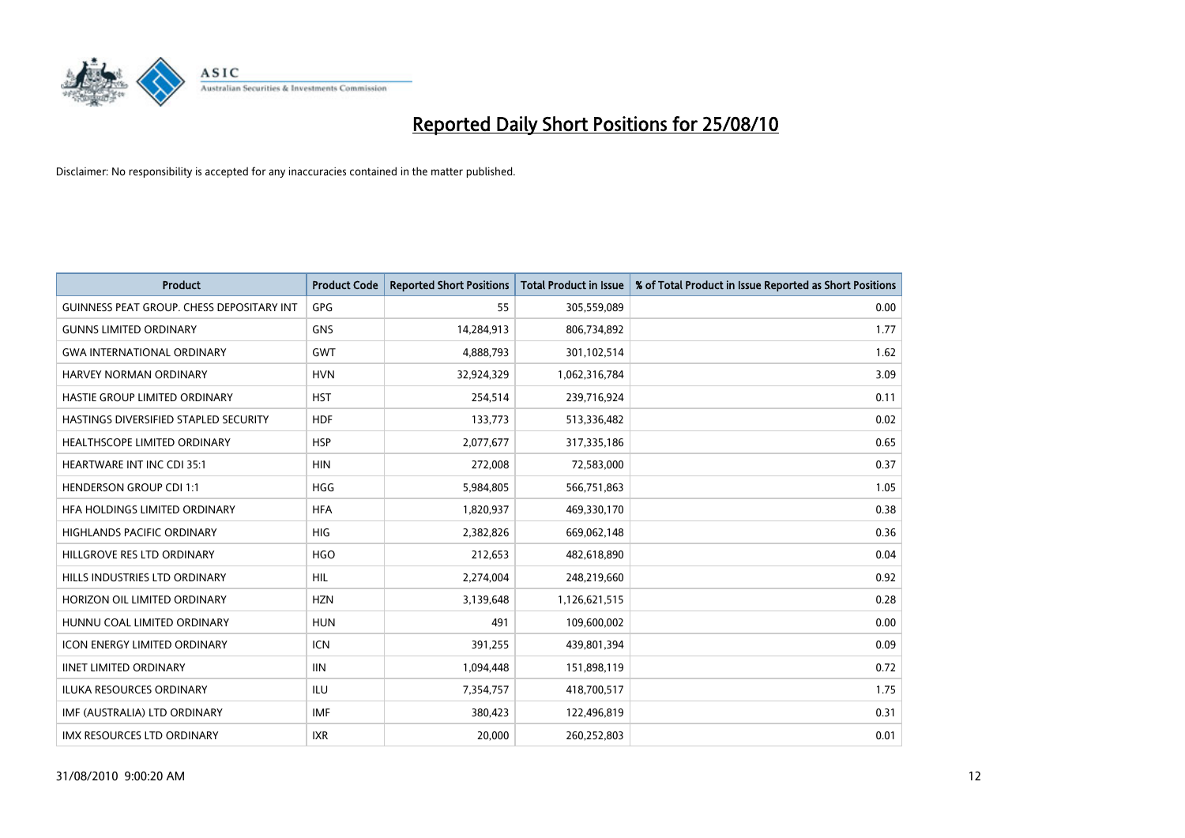# Reported Daily Short Positions for 25/08/10

Disclaimer: No responsibility is accepted for any inaccuracies contained in the matter published.

| Product | Product Code | Reported Short Positions | Total Product in Issue | % of Total Product in Issue Reported as Short Positions |
|---|---|---|---|---|
| GUINNESS PEAT GROUP. CHESS DEPOSITARY INT | GPG | 55 | 305,559,089 | 0.00 |
| GUNNS LIMITED ORDINARY | GNS | 14,284,913 | 806,734,892 | 1.77 |
| GWA INTERNATIONAL ORDINARY | GWT | 4,888,793 | 301,102,514 | 1.62 |
| HARVEY NORMAN ORDINARY | HVN | 32,924,329 | 1,062,316,784 | 3.09 |
| HASTIE GROUP LIMITED ORDINARY | HST | 254,514 | 239,716,924 | 0.11 |
| HASTINGS DIVERSIFIED STAPLED SECURITY | HDF | 133,773 | 513,336,482 | 0.02 |
| HEALTHSCOPE LIMITED ORDINARY | HSP | 2,077,677 | 317,335,186 | 0.65 |
| HEARTWARE INT INC CDI 35:1 | HIN | 272,008 | 72,583,000 | 0.37 |
| HENDERSON GROUP CDI 1:1 | HGG | 5,984,805 | 566,751,863 | 1.05 |
| HFA HOLDINGS LIMITED ORDINARY | HFA | 1,820,937 | 469,330,170 | 0.38 |
| HIGHLANDS PACIFIC ORDINARY | HIG | 2,382,826 | 669,062,148 | 0.36 |
| HILLGROVE RES LTD ORDINARY | HGO | 212,653 | 482,618,890 | 0.04 |
| HILLS INDUSTRIES LTD ORDINARY | HIL | 2,274,004 | 248,219,660 | 0.92 |
| HORIZON OIL LIMITED ORDINARY | HZN | 3,139,648 | 1,126,621,515 | 0.28 |
| HUNNU COAL LIMITED ORDINARY | HUN | 491 | 109,600,002 | 0.00 |
| ICON ENERGY LIMITED ORDINARY | ICN | 391,255 | 439,801,394 | 0.09 |
| IINET LIMITED ORDINARY | IIN | 1,094,448 | 151,898,119 | 0.72 |
| ILUKA RESOURCES ORDINARY | ILU | 7,354,757 | 418,700,517 | 1.75 |
| IMF (AUSTRALIA) LTD ORDINARY | IMF | 380,423 | 122,496,819 | 0.31 |
| IMX RESOURCES LTD ORDINARY | IXR | 20,000 | 260,252,803 | 0.01 |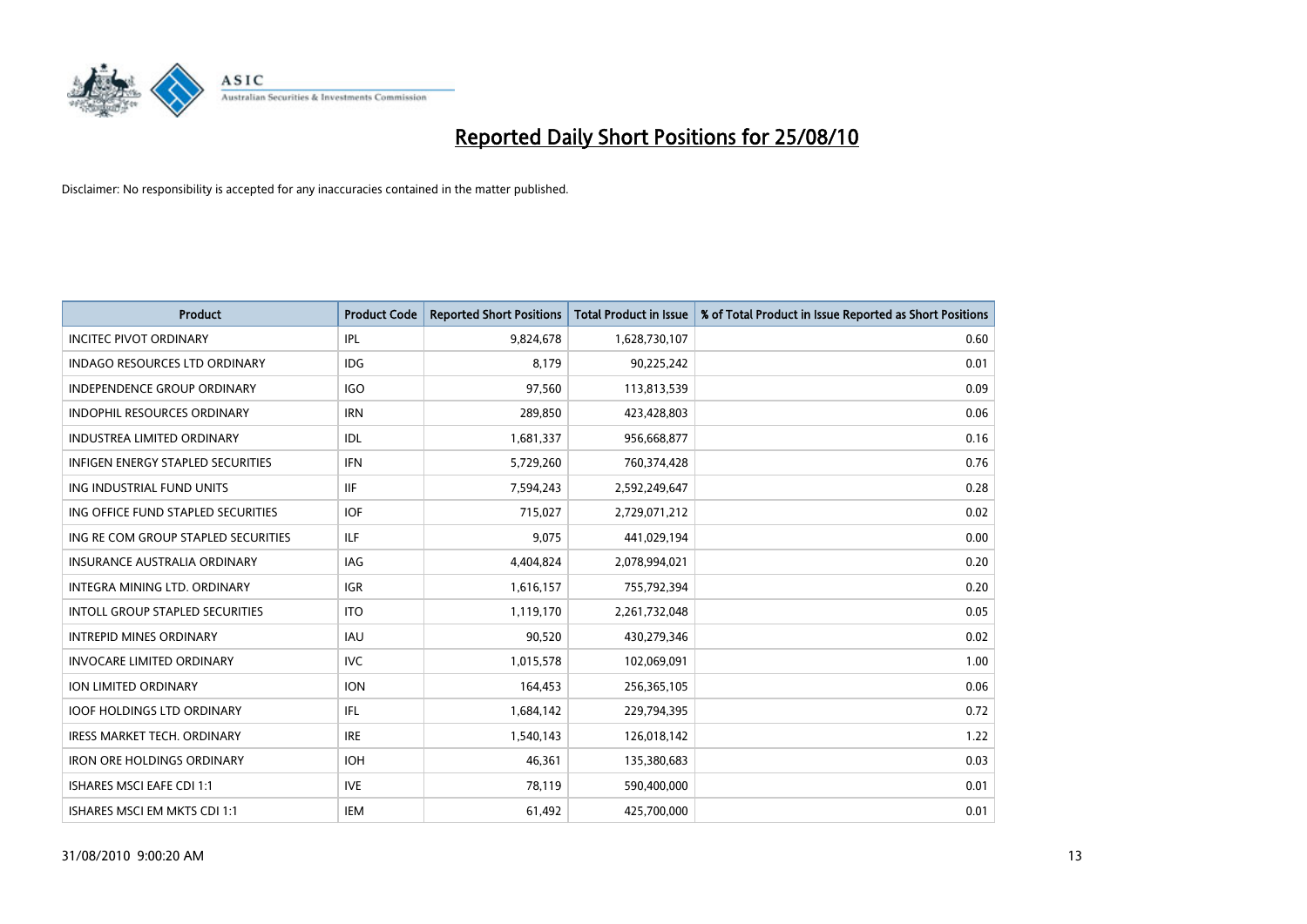# Reported Daily Short Positions for 25/08/10

Disclaimer: No responsibility is accepted for any inaccuracies contained in the matter published.

| Product | Product Code | Reported Short Positions | Total Product in Issue | % of Total Product in Issue Reported as Short Positions |
|---|---|---|---|---|
| INCITEC PIVOT ORDINARY | IPL | 9,824,678 | 1,628,730,107 | 0.60 |
| INDAGO RESOURCES LTD ORDINARY | IDG | 8,179 | 90,225,242 | 0.01 |
| INDEPENDENCE GROUP ORDINARY | IGO | 97,560 | 113,813,539 | 0.09 |
| INDOPHIL RESOURCES ORDINARY | IRN | 289,850 | 423,428,803 | 0.06 |
| INDUSTREA LIMITED ORDINARY | IDL | 1,681,337 | 956,668,877 | 0.16 |
| INFIGEN ENERGY STAPLED SECURITIES | IFN | 5,729,260 | 760,374,428 | 0.76 |
| ING INDUSTRIAL FUND UNITS | IIF | 7,594,243 | 2,592,249,647 | 0.28 |
| ING OFFICE FUND STAPLED SECURITIES | IOF | 715,027 | 2,729,071,212 | 0.02 |
| ING RE COM GROUP STAPLED SECURITIES | ILF | 9,075 | 441,029,194 | 0.00 |
| INSURANCE AUSTRALIA ORDINARY | IAG | 4,404,824 | 2,078,994,021 | 0.20 |
| INTEGRA MINING LTD. ORDINARY | IGR | 1,616,157 | 755,792,394 | 0.20 |
| INTOLL GROUP STAPLED SECURITIES | ITO | 1,119,170 | 2,261,732,048 | 0.05 |
| INTREPID MINES ORDINARY | IAU | 90,520 | 430,279,346 | 0.02 |
| INVOCARE LIMITED ORDINARY | IVC | 1,015,578 | 102,069,091 | 1.00 |
| ION LIMITED ORDINARY | ION | 164,453 | 256,365,105 | 0.06 |
| IOOF HOLDINGS LTD ORDINARY | IFL | 1,684,142 | 229,794,395 | 0.72 |
| IRESS MARKET TECH. ORDINARY | IRE | 1,540,143 | 126,018,142 | 1.22 |
| IRON ORE HOLDINGS ORDINARY | IOH | 46,361 | 135,380,683 | 0.03 |
| ISHARES MSCI EAFE CDI 1:1 | IVE | 78,119 | 590,400,000 | 0.01 |
| ISHARES MSCI EM MKTS CDI 1:1 | IEM | 61,492 | 425,700,000 | 0.01 |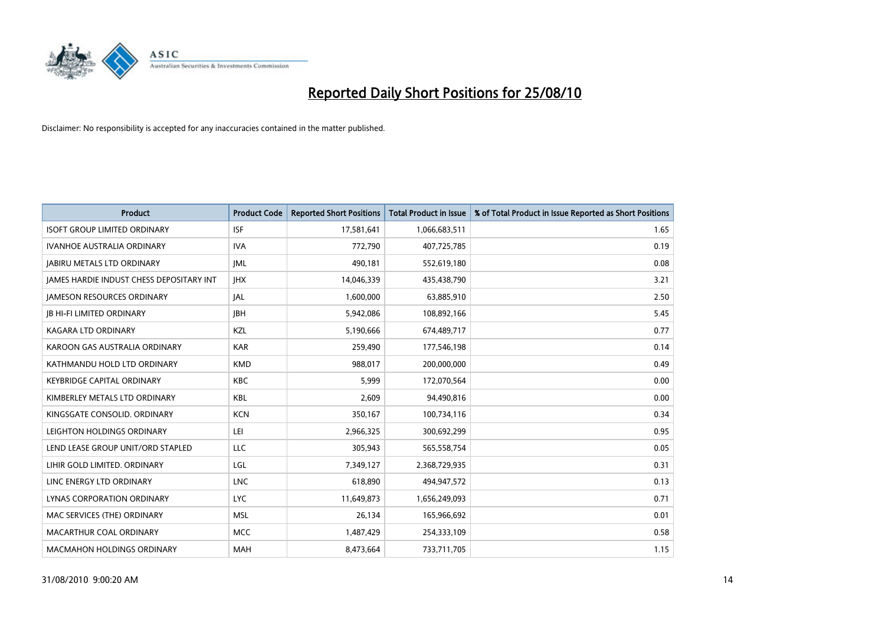# Reported Daily Short Positions for 25/08/10

Disclaimer: No responsibility is accepted for any inaccuracies contained in the matter published.

| Product | Product Code | Reported Short Positions | Total Product in Issue | % of Total Product in Issue Reported as Short Positions |
|---|---|---|---|---|
| ISOFT GROUP LIMITED ORDINARY | ISF | 17,581,641 | 1,066,683,511 | 1.65 |
| IVANHOE AUSTRALIA ORDINARY | IVA | 772,790 | 407,725,785 | 0.19 |
| JABIRU METALS LTD ORDINARY | JML | 490,181 | 552,619,180 | 0.08 |
| JAMES HARDIE INDUST CHESS DEPOSITARY INT | JHX | 14,046,339 | 435,438,790 | 3.21 |
| JAMESON RESOURCES ORDINARY | JAL | 1,600,000 | 63,885,910 | 2.50 |
| JB HI-FI LIMITED ORDINARY | JBH | 5,942,086 | 108,892,166 | 5.45 |
| KAGARA LTD ORDINARY | KZL | 5,190,666 | 674,489,717 | 0.77 |
| KAROON GAS AUSTRALIA ORDINARY | KAR | 259,490 | 177,546,198 | 0.14 |
| KATHMANDU HOLD LTD ORDINARY | KMD | 988,017 | 200,000,000 | 0.49 |
| KEYBRIDGE CAPITAL ORDINARY | KBC | 5,999 | 172,070,564 | 0.00 |
| KIMBERLEY METALS LTD ORDINARY | KBL | 2,609 | 94,490,816 | 0.00 |
| KINGSGATE CONSOLID. ORDINARY | KCN | 350,167 | 100,734,116 | 0.34 |
| LEIGHTON HOLDINGS ORDINARY | LEI | 2,966,325 | 300,692,299 | 0.95 |
| LEND LEASE GROUP UNIT/ORD STAPLED | LLC | 305,943 | 565,558,754 | 0.05 |
| LIHIR GOLD LIMITED. ORDINARY | LGL | 7,349,127 | 2,368,729,935 | 0.31 |
| LINC ENERGY LTD ORDINARY | LNC | 618,890 | 494,947,572 | 0.13 |
| LYNAS CORPORATION ORDINARY | LYC | 11,649,873 | 1,656,249,093 | 0.71 |
| MAC SERVICES (THE) ORDINARY | MSL | 26,134 | 165,966,692 | 0.01 |
| MACARTHUR COAL ORDINARY | MCC | 1,487,429 | 254,333,109 | 0.58 |
| MACMAHON HOLDINGS ORDINARY | MAH | 8,473,664 | 733,711,705 | 1.15 |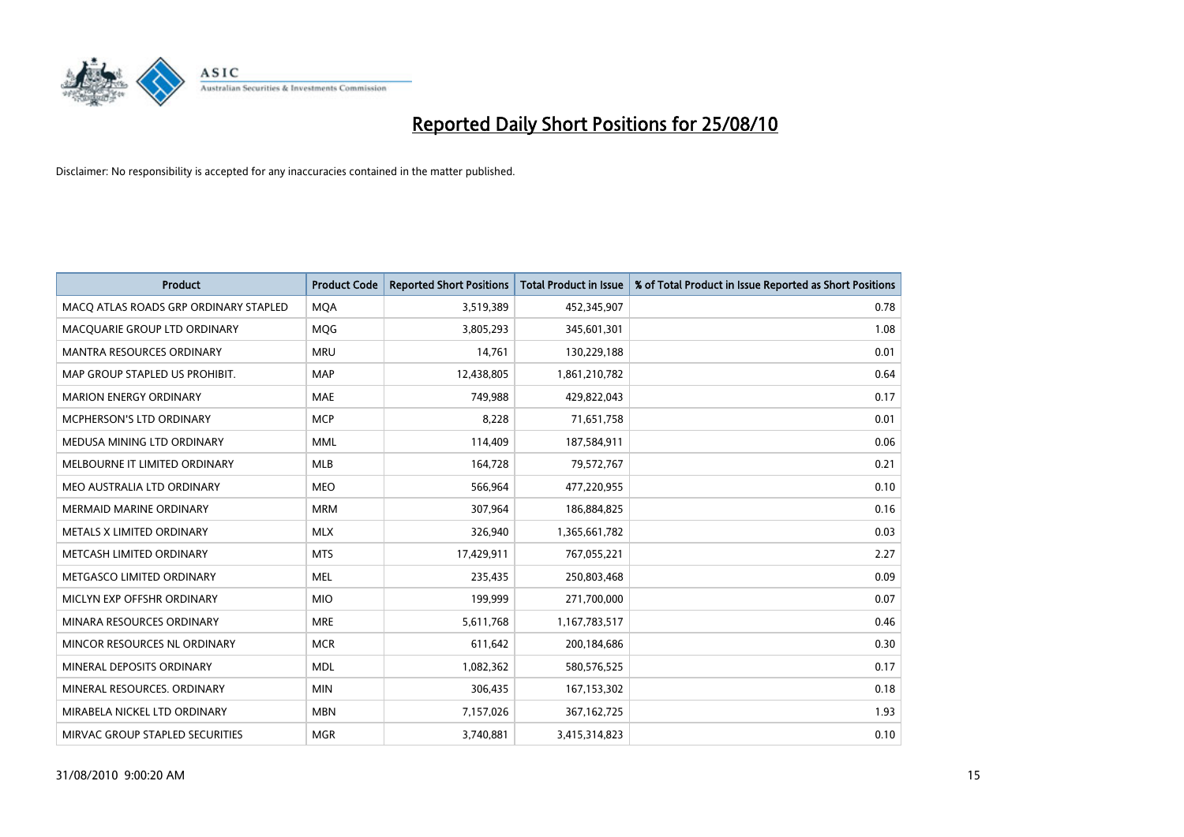# Reported Daily Short Positions for 25/08/10

Disclaimer: No responsibility is accepted for any inaccuracies contained in the matter published.

| Product | Product Code | Reported Short Positions | Total Product in Issue | % of Total Product in Issue Reported as Short Positions |
|---|---|---|---|---|
| MACQ ATLAS ROADS GRP ORDINARY STAPLED | MQA | 3,519,389 | 452,345,907 | 0.78 |
| MACQUARIE GROUP LTD ORDINARY | MQG | 3,805,293 | 345,601,301 | 1.08 |
| MANTRA RESOURCES ORDINARY | MRU | 14,761 | 130,229,188 | 0.01 |
| MAP GROUP STAPLED US PROHIBIT. | MAP | 12,438,805 | 1,861,210,782 | 0.64 |
| MARION ENERGY ORDINARY | MAE | 749,988 | 429,822,043 | 0.17 |
| MCPHERSON'S LTD ORDINARY | MCP | 8,228 | 71,651,758 | 0.01 |
| MEDUSA MINING LTD ORDINARY | MML | 114,409 | 187,584,911 | 0.06 |
| MELBOURNE IT LIMITED ORDINARY | MLB | 164,728 | 79,572,767 | 0.21 |
| MEO AUSTRALIA LTD ORDINARY | MEO | 566,964 | 477,220,955 | 0.10 |
| MERMAID MARINE ORDINARY | MRM | 307,964 | 186,884,825 | 0.16 |
| METALS X LIMITED ORDINARY | MLX | 326,940 | 1,365,661,782 | 0.03 |
| METCASH LIMITED ORDINARY | MTS | 17,429,911 | 767,055,221 | 2.27 |
| METGASCO LIMITED ORDINARY | MEL | 235,435 | 250,803,468 | 0.09 |
| MICLYN EXP OFFSHR ORDINARY | MIO | 199,999 | 271,700,000 | 0.07 |
| MINARA RESOURCES ORDINARY | MRE | 5,611,768 | 1,167,783,517 | 0.46 |
| MINCOR RESOURCES NL ORDINARY | MCR | 611,642 | 200,184,686 | 0.30 |
| MINERAL DEPOSITS ORDINARY | MDL | 1,082,362 | 580,576,525 | 0.17 |
| MINERAL RESOURCES. ORDINARY | MIN | 306,435 | 167,153,302 | 0.18 |
| MIRABELA NICKEL LTD ORDINARY | MBN | 7,157,026 | 367,162,725 | 1.93 |
| MIRVAC GROUP STAPLED SECURITIES | MGR | 3,740,881 | 3,415,314,823 | 0.10 |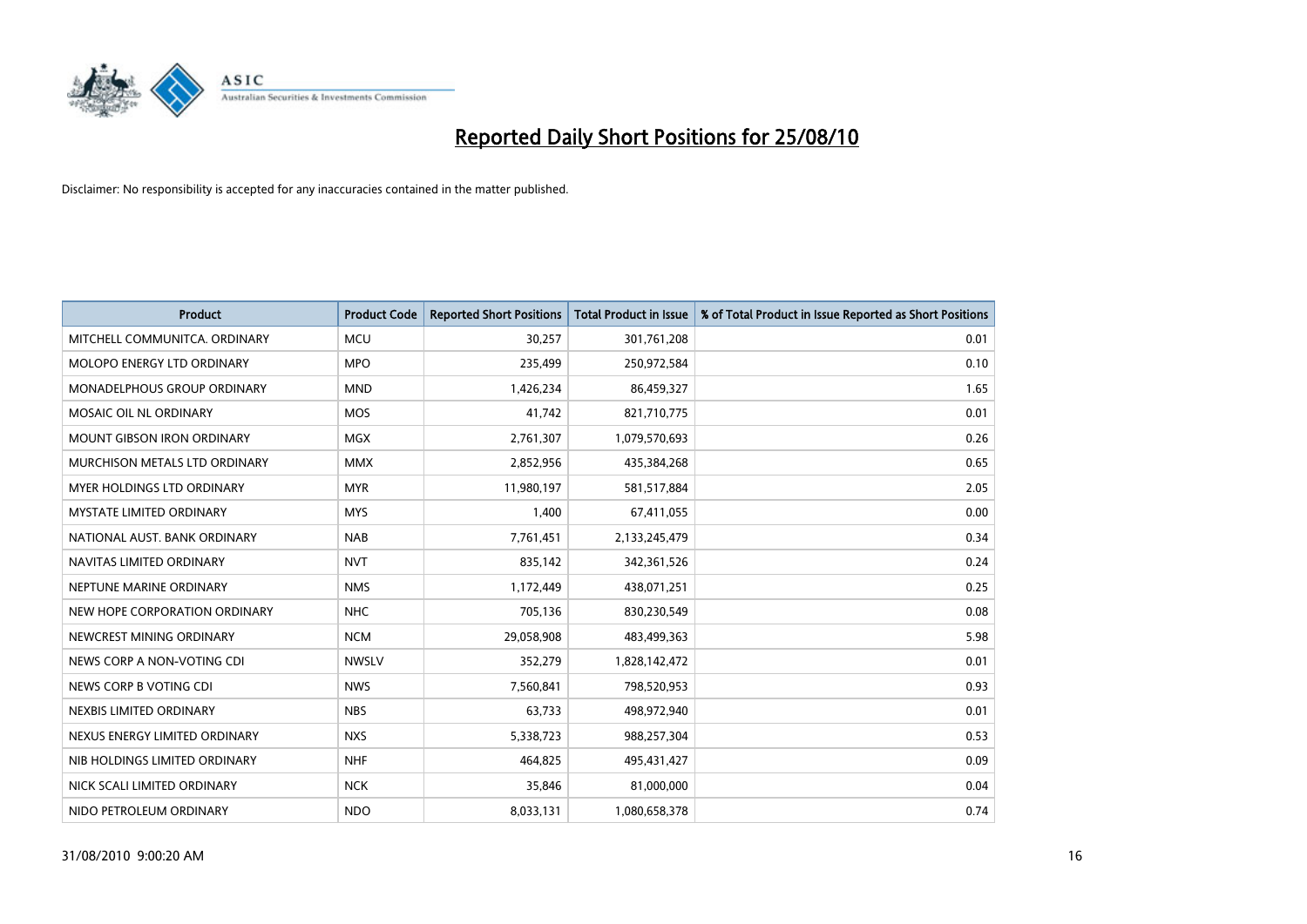# Reported Daily Short Positions for 25/08/10

Disclaimer: No responsibility is accepted for any inaccuracies contained in the matter published.

| Product | Product Code | Reported Short Positions | Total Product in Issue | % of Total Product in Issue Reported as Short Positions |
|---|---|---|---|---|
| MITCHELL COMMUNITCA. ORDINARY | MCU | 30,257 | 301,761,208 | 0.01 |
| MOLOPO ENERGY LTD ORDINARY | MPO | 235,499 | 250,972,584 | 0.10 |
| MONADELPHOUS GROUP ORDINARY | MND | 1,426,234 | 86,459,327 | 1.65 |
| MOSAIC OIL NL ORDINARY | MOS | 41,742 | 821,710,775 | 0.01 |
| MOUNT GIBSON IRON ORDINARY | MGX | 2,761,307 | 1,079,570,693 | 0.26 |
| MURCHISON METALS LTD ORDINARY | MMX | 2,852,956 | 435,384,268 | 0.65 |
| MYER HOLDINGS LTD ORDINARY | MYR | 11,980,197 | 581,517,884 | 2.05 |
| MYSTATE LIMITED ORDINARY | MYS | 1,400 | 67,411,055 | 0.00 |
| NATIONAL AUST. BANK ORDINARY | NAB | 7,761,451 | 2,133,245,479 | 0.34 |
| NAVITAS LIMITED ORDINARY | NVT | 835,142 | 342,361,526 | 0.24 |
| NEPTUNE MARINE ORDINARY | NMS | 1,172,449 | 438,071,251 | 0.25 |
| NEW HOPE CORPORATION ORDINARY | NHC | 705,136 | 830,230,549 | 0.08 |
| NEWCREST MINING ORDINARY | NCM | 29,058,908 | 483,499,363 | 5.98 |
| NEWS CORP A NON-VOTING CDI | NWSLV | 352,279 | 1,828,142,472 | 0.01 |
| NEWS CORP B VOTING CDI | NWS | 7,560,841 | 798,520,953 | 0.93 |
| NEXBIS LIMITED ORDINARY | NBS | 63,733 | 498,972,940 | 0.01 |
| NEXUS ENERGY LIMITED ORDINARY | NXS | 5,338,723 | 988,257,304 | 0.53 |
| NIB HOLDINGS LIMITED ORDINARY | NHF | 464,825 | 495,431,427 | 0.09 |
| NICK SCALI LIMITED ORDINARY | NCK | 35,846 | 81,000,000 | 0.04 |
| NIDO PETROLEUM ORDINARY | NDO | 8,033,131 | 1,080,658,378 | 0.74 |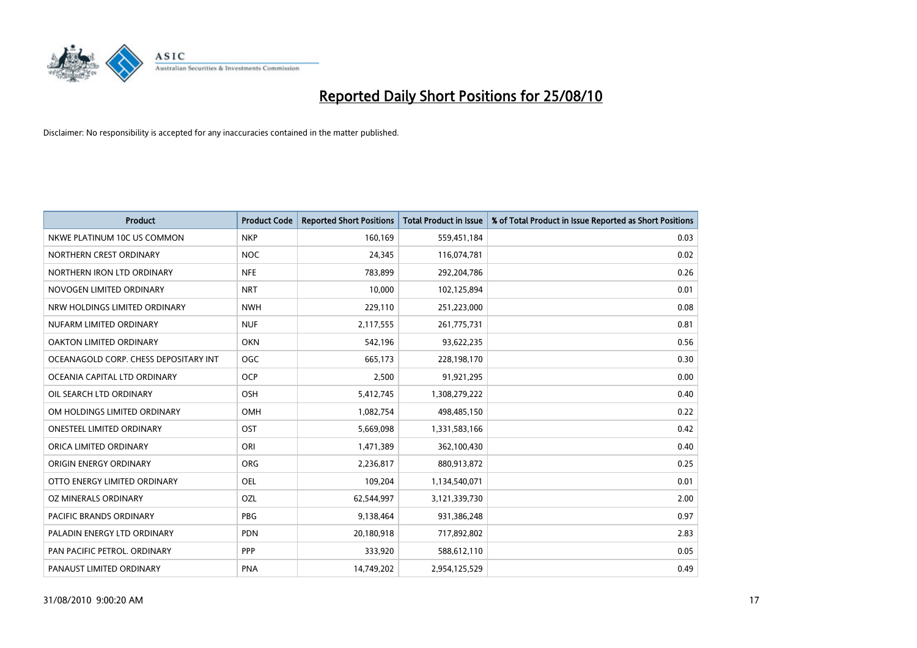# Reported Daily Short Positions for 25/08/10

Disclaimer: No responsibility is accepted for any inaccuracies contained in the matter published.

| Product | Product Code | Reported Short Positions | Total Product in Issue | % of Total Product in Issue Reported as Short Positions |
|---|---|---|---|---|
| NKWE PLATINUM 10C US COMMON | NKP | 160,169 | 559,451,184 | 0.03 |
| NORTHERN CREST ORDINARY | NOC | 24,345 | 116,074,781 | 0.02 |
| NORTHERN IRON LTD ORDINARY | NFE | 783,899 | 292,204,786 | 0.26 |
| NOVOGEN LIMITED ORDINARY | NRT | 10,000 | 102,125,894 | 0.01 |
| NRW HOLDINGS LIMITED ORDINARY | NWH | 229,110 | 251,223,000 | 0.08 |
| NUFARM LIMITED ORDINARY | NUF | 2,117,555 | 261,775,731 | 0.81 |
| OAKTON LIMITED ORDINARY | OKN | 542,196 | 93,622,235 | 0.56 |
| OCEANAGOLD CORP. CHESS DEPOSITARY INT | OGC | 665,173 | 228,198,170 | 0.30 |
| OCEANIA CAPITAL LTD ORDINARY | OCP | 2,500 | 91,921,295 | 0.00 |
| OIL SEARCH LTD ORDINARY | OSH | 5,412,745 | 1,308,279,222 | 0.40 |
| OM HOLDINGS LIMITED ORDINARY | OMH | 1,082,754 | 498,485,150 | 0.22 |
| ONESTEEL LIMITED ORDINARY | OST | 5,669,098 | 1,331,583,166 | 0.42 |
| ORICA LIMITED ORDINARY | ORI | 1,471,389 | 362,100,430 | 0.40 |
| ORIGIN ENERGY ORDINARY | ORG | 2,236,817 | 880,913,872 | 0.25 |
| OTTO ENERGY LIMITED ORDINARY | OEL | 109,204 | 1,134,540,071 | 0.01 |
| OZ MINERALS ORDINARY | OZL | 62,544,997 | 3,121,339,730 | 2.00 |
| PACIFIC BRANDS ORDINARY | PBG | 9,138,464 | 931,386,248 | 0.97 |
| PALADIN ENERGY LTD ORDINARY | PDN | 20,180,918 | 717,892,802 | 2.83 |
| PAN PACIFIC PETROL. ORDINARY | PPP | 333,920 | 588,612,110 | 0.05 |
| PANAUST LIMITED ORDINARY | PNA | 14,749,202 | 2,954,125,529 | 0.49 |

31/08/2010 9:00:20 AM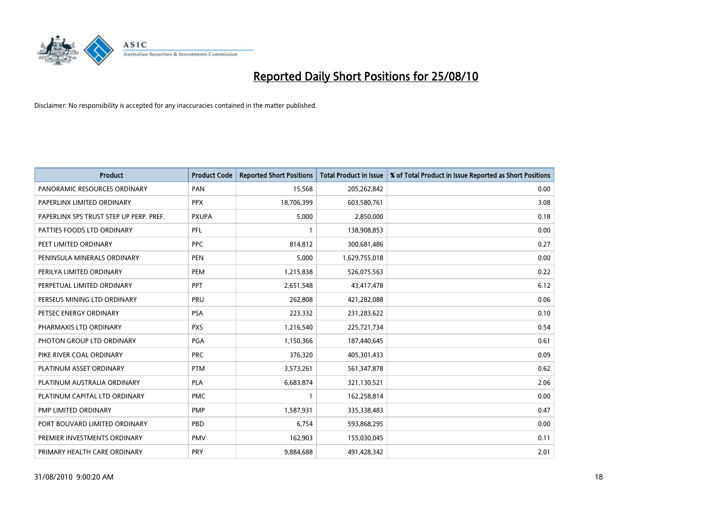# Reported Daily Short Positions for 25/08/10

Disclaimer: No responsibility is accepted for any inaccuracies contained in the matter published.

| Product | Product Code | Reported Short Positions | Total Product in Issue | % of Total Product in Issue Reported as Short Positions |
|---|---|---|---|---|
| PANORAMIC RESOURCES ORDINARY | PAN | 15,568 | 205,262,842 | 0.00 |
| PAPERLINX LIMITED ORDINARY | PPX | 18,706,399 | 603,580,761 | 3.08 |
| PAPERLINX SPS TRUST STEP UP PERP. PREF. | PXUPA | 5,000 | 2,850,000 | 0.18 |
| PATTIES FOODS LTD ORDINARY | PFL | 1 | 138,908,853 | 0.00 |
| PEET LIMITED ORDINARY | PPC | 814,812 | 300,681,486 | 0.27 |
| PENINSULA MINERALS ORDINARY | PEN | 5,000 | 1,629,755,018 | 0.00 |
| PERILYA LIMITED ORDINARY | PEM | 1,215,838 | 526,075,563 | 0.22 |
| PERPETUAL LIMITED ORDINARY | PPT | 2,651,548 | 43,417,478 | 6.12 |
| PERSEUS MINING LTD ORDINARY | PRU | 262,808 | 421,282,088 | 0.06 |
| PETSEC ENERGY ORDINARY | PSA | 223,332 | 231,283,622 | 0.10 |
| PHARMAXIS LTD ORDINARY | PXS | 1,216,540 | 225,721,734 | 0.54 |
| PHOTON GROUP LTD ORDINARY | PGA | 1,150,366 | 187,440,645 | 0.61 |
| PIKE RIVER COAL ORDINARY | PRC | 376,320 | 405,301,433 | 0.09 |
| PLATINUM ASSET ORDINARY | PTM | 3,573,261 | 561,347,878 | 0.62 |
| PLATINUM AUSTRALIA ORDINARY | PLA | 6,683,874 | 321,130,521 | 2.06 |
| PLATINUM CAPITAL LTD ORDINARY | PMC | 1 | 162,258,814 | 0.00 |
| PMP LIMITED ORDINARY | PMP | 1,587,931 | 335,338,483 | 0.47 |
| PORT BOUVARD LIMITED ORDINARY | PBD | 6,754 | 593,868,295 | 0.00 |
| PREMIER INVESTMENTS ORDINARY | PMV | 162,903 | 155,030,045 | 0.11 |
| PRIMARY HEALTH CARE ORDINARY | PRY | 9,884,688 | 491,428,342 | 2.01 |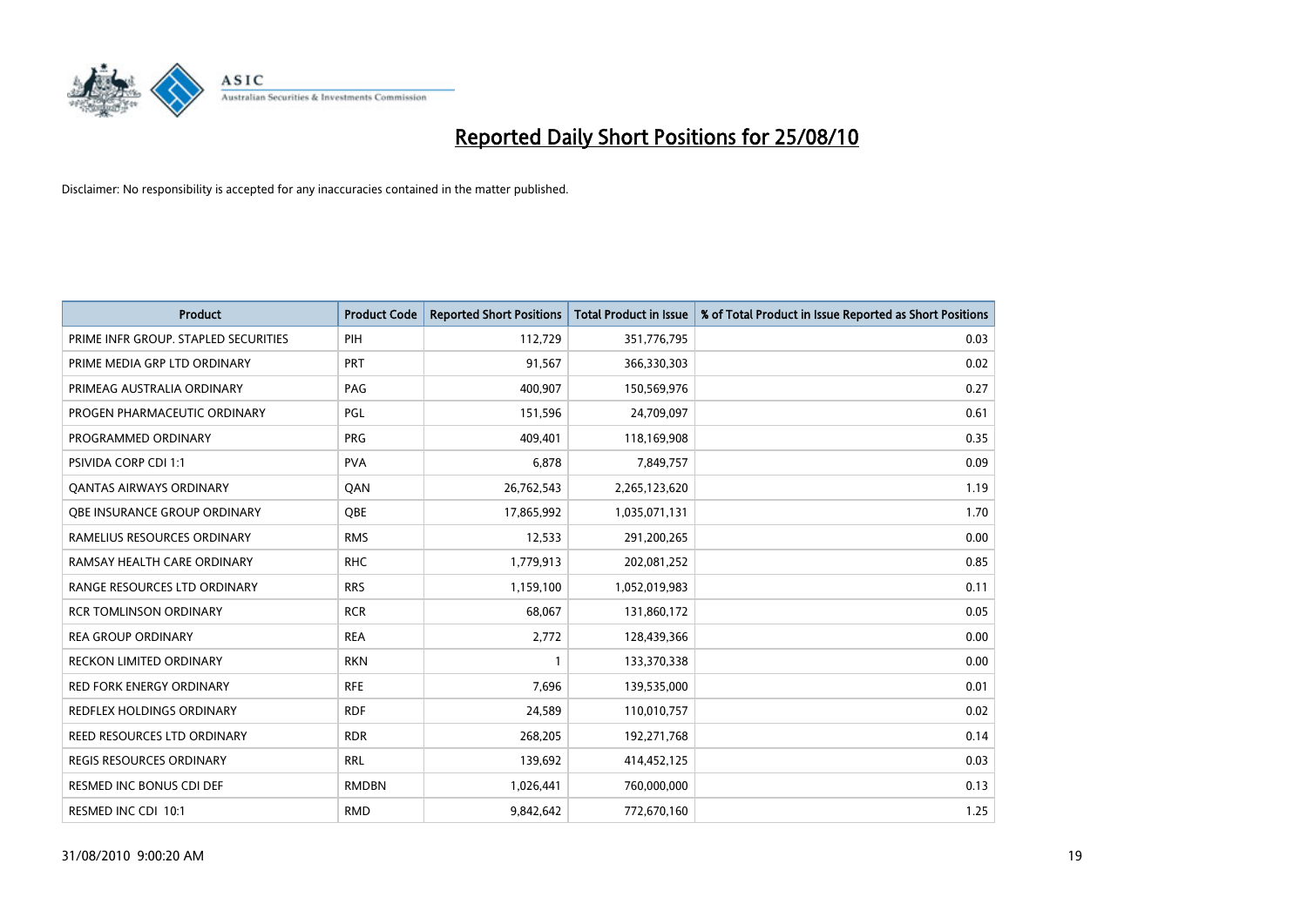# Reported Daily Short Positions for 25/08/10

Disclaimer: No responsibility is accepted for any inaccuracies contained in the matter published.

| Product | Product Code | Reported Short Positions | Total Product in Issue | % of Total Product in Issue Reported as Short Positions |
|---|---|---|---|---|
| PRIME INFR GROUP. STAPLED SECURITIES | PIH | 112,729 | 351,776,795 | 0.03 |
| PRIME MEDIA GRP LTD ORDINARY | PRT | 91,567 | 366,330,303 | 0.02 |
| PRIMEAG AUSTRALIA ORDINARY | PAG | 400,907 | 150,569,976 | 0.27 |
| PROGEN PHARMACEUTIC ORDINARY | PGL | 151,596 | 24,709,097 | 0.61 |
| PROGRAMMED ORDINARY | PRG | 409,401 | 118,169,908 | 0.35 |
| PSIVIDA CORP CDI 1:1 | PVA | 6,878 | 7,849,757 | 0.09 |
| QANTAS AIRWAYS ORDINARY | QAN | 26,762,543 | 2,265,123,620 | 1.19 |
| QBE INSURANCE GROUP ORDINARY | QBE | 17,865,992 | 1,035,071,131 | 1.70 |
| RAMELIUS RESOURCES ORDINARY | RMS | 12,533 | 291,200,265 | 0.00 |
| RAMSAY HEALTH CARE ORDINARY | RHC | 1,779,913 | 202,081,252 | 0.85 |
| RANGE RESOURCES LTD ORDINARY | RRS | 1,159,100 | 1,052,019,983 | 0.11 |
| RCR TOMLINSON ORDINARY | RCR | 68,067 | 131,860,172 | 0.05 |
| REA GROUP ORDINARY | REA | 2,772 | 128,439,366 | 0.00 |
| RECKON LIMITED ORDINARY | RKN | 1 | 133,370,338 | 0.00 |
| RED FORK ENERGY ORDINARY | RFE | 7,696 | 139,535,000 | 0.01 |
| REDFLEX HOLDINGS ORDINARY | RDF | 24,589 | 110,010,757 | 0.02 |
| REED RESOURCES LTD ORDINARY | RDR | 268,205 | 192,271,768 | 0.14 |
| REGIS RESOURCES ORDINARY | RRL | 139,692 | 414,452,125 | 0.03 |
| RESMED INC BONUS CDI DEF | RMDBN | 1,026,441 | 760,000,000 | 0.13 |
| RESMED INC CDI 10:1 | RMD | 9,842,642 | 772,670,160 | 1.25 |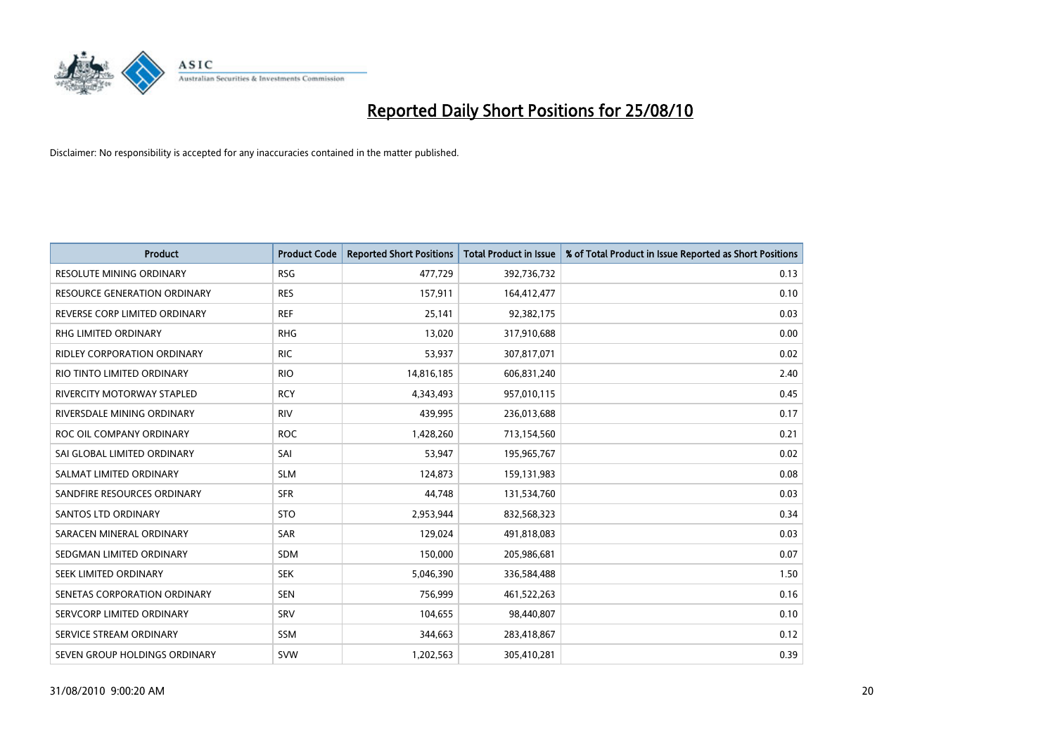# Reported Daily Short Positions for 25/08/10

Disclaimer: No responsibility is accepted for any inaccuracies contained in the matter published.

| Product | Product Code | Reported Short Positions | Total Product in Issue | % of Total Product in Issue Reported as Short Positions |
|---|---|---|---|---|
| RESOLUTE MINING ORDINARY | RSG | 477,729 | 392,736,732 | 0.13 |
| RESOURCE GENERATION ORDINARY | RES | 157,911 | 164,412,477 | 0.10 |
| REVERSE CORP LIMITED ORDINARY | REF | 25,141 | 92,382,175 | 0.03 |
| RHG LIMITED ORDINARY | RHG | 13,020 | 317,910,688 | 0.00 |
| RIDLEY CORPORATION ORDINARY | RIC | 53,937 | 307,817,071 | 0.02 |
| RIO TINTO LIMITED ORDINARY | RIO | 14,816,185 | 606,831,240 | 2.40 |
| RIVERCITY MOTORWAY STAPLED | RCY | 4,343,493 | 957,010,115 | 0.45 |
| RIVERSDALE MINING ORDINARY | RIV | 439,995 | 236,013,688 | 0.17 |
| ROC OIL COMPANY ORDINARY | ROC | 1,428,260 | 713,154,560 | 0.21 |
| SAI GLOBAL LIMITED ORDINARY | SAI | 53,947 | 195,965,767 | 0.02 |
| SALMAT LIMITED ORDINARY | SLM | 124,873 | 159,131,983 | 0.08 |
| SANDFIRE RESOURCES ORDINARY | SFR | 44,748 | 131,534,760 | 0.03 |
| SANTOS LTD ORDINARY | STO | 2,953,944 | 832,568,323 | 0.34 |
| SARACEN MINERAL ORDINARY | SAR | 129,024 | 491,818,083 | 0.03 |
| SEDGMAN LIMITED ORDINARY | SDM | 150,000 | 205,986,681 | 0.07 |
| SEEK LIMITED ORDINARY | SEK | 5,046,390 | 336,584,488 | 1.50 |
| SENETAS CORPORATION ORDINARY | SEN | 756,999 | 461,522,263 | 0.16 |
| SERVCORP LIMITED ORDINARY | SRV | 104,655 | 98,440,807 | 0.10 |
| SERVICE STREAM ORDINARY | SSM | 344,663 | 283,418,867 | 0.12 |
| SEVEN GROUP HOLDINGS ORDINARY | SVW | 1,202,563 | 305,410,281 | 0.39 |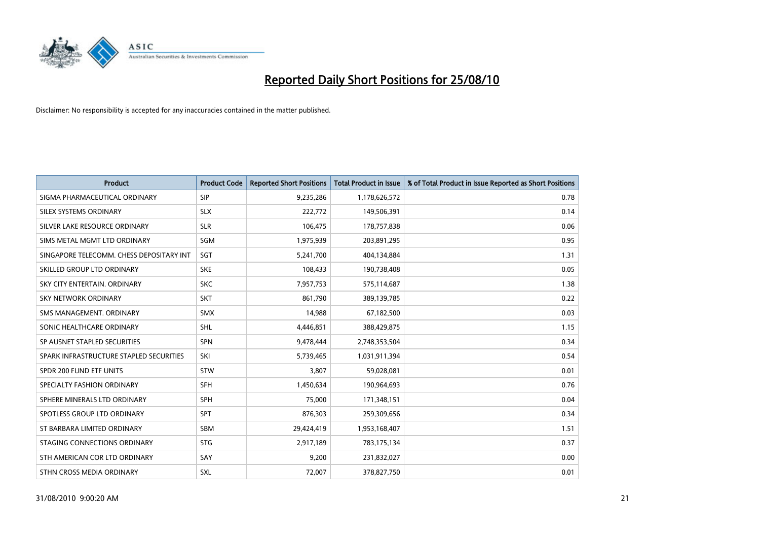# Reported Daily Short Positions for 25/08/10

Disclaimer: No responsibility is accepted for any inaccuracies contained in the matter published.

| Product | Product Code | Reported Short Positions | Total Product in Issue | % of Total Product in Issue Reported as Short Positions |
|---|---|---|---|---|
| SIGMA PHARMACEUTICAL ORDINARY | SIP | 9,235,286 | 1,178,626,572 | 0.78 |
| SILEX SYSTEMS ORDINARY | SLX | 222,772 | 149,506,391 | 0.14 |
| SILVER LAKE RESOURCE ORDINARY | SLR | 106,475 | 178,757,838 | 0.06 |
| SIMS METAL MGMT LTD ORDINARY | SGM | 1,975,939 | 203,891,295 | 0.95 |
| SINGAPORE TELECOMM. CHESS DEPOSITARY INT | SGT | 5,241,700 | 404,134,884 | 1.31 |
| SKILLED GROUP LTD ORDINARY | SKE | 108,433 | 190,738,408 | 0.05 |
| SKY CITY ENTERTAIN. ORDINARY | SKC | 7,957,753 | 575,114,687 | 1.38 |
| SKY NETWORK ORDINARY | SKT | 861,790 | 389,139,785 | 0.22 |
| SMS MANAGEMENT. ORDINARY | SMX | 14,988 | 67,182,500 | 0.03 |
| SONIC HEALTHCARE ORDINARY | SHL | 4,446,851 | 388,429,875 | 1.15 |
| SP AUSNET STAPLED SECURITIES | SPN | 9,478,444 | 2,748,353,504 | 0.34 |
| SPARK INFRASTRUCTURE STAPLED SECURITIES | SKI | 5,739,465 | 1,031,911,394 | 0.54 |
| SPDR 200 FUND ETF UNITS | STW | 3,807 | 59,028,081 | 0.01 |
| SPECIALTY FASHION ORDINARY | SFH | 1,450,634 | 190,964,693 | 0.76 |
| SPHERE MINERALS LTD ORDINARY | SPH | 75,000 | 171,348,151 | 0.04 |
| SPOTLESS GROUP LTD ORDINARY | SPT | 876,303 | 259,309,656 | 0.34 |
| ST BARBARA LIMITED ORDINARY | SBM | 29,424,419 | 1,953,168,407 | 1.51 |
| STAGING CONNECTIONS ORDINARY | STG | 2,917,189 | 783,175,134 | 0.37 |
| STH AMERICAN COR LTD ORDINARY | SAY | 9,200 | 231,832,027 | 0.00 |
| STHN CROSS MEDIA ORDINARY | SXL | 72,007 | 378,827,750 | 0.01 |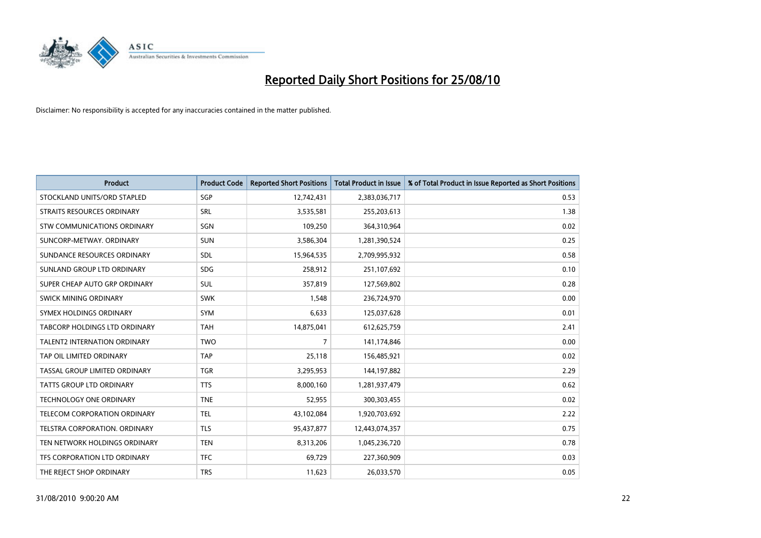# Reported Daily Short Positions for 25/08/10

Disclaimer: No responsibility is accepted for any inaccuracies contained in the matter published.

| Product | Product Code | Reported Short Positions | Total Product in Issue | % of Total Product in Issue Reported as Short Positions |
|---|---|---|---|---|
| STOCKLAND UNITS/ORD STAPLED | SGP | 12,742,431 | 2,383,036,717 | 0.53 |
| STRAITS RESOURCES ORDINARY | SRL | 3,535,581 | 255,203,613 | 1.38 |
| STW COMMUNICATIONS ORDINARY | SGN | 109,250 | 364,310,964 | 0.02 |
| SUNCORP-METWAY. ORDINARY | SUN | 3,586,304 | 1,281,390,524 | 0.25 |
| SUNDANCE RESOURCES ORDINARY | SDL | 15,964,535 | 2,709,995,932 | 0.58 |
| SUNLAND GROUP LTD ORDINARY | SDG | 258,912 | 251,107,692 | 0.10 |
| SUPER CHEAP AUTO GRP ORDINARY | SUL | 357,819 | 127,569,802 | 0.28 |
| SWICK MINING ORDINARY | SWK | 1,548 | 236,724,970 | 0.00 |
| SYMEX HOLDINGS ORDINARY | SYM | 6,633 | 125,037,628 | 0.01 |
| TABCORP HOLDINGS LTD ORDINARY | TAH | 14,875,041 | 612,625,759 | 2.41 |
| TALENT2 INTERNATION ORDINARY | TWO | 7 | 141,174,846 | 0.00 |
| TAP OIL LIMITED ORDINARY | TAP | 25,118 | 156,485,921 | 0.02 |
| TASSAL GROUP LIMITED ORDINARY | TGR | 3,295,953 | 144,197,882 | 2.29 |
| TATTS GROUP LTD ORDINARY | TTS | 8,000,160 | 1,281,937,479 | 0.62 |
| TECHNOLOGY ONE ORDINARY | TNE | 52,955 | 300,303,455 | 0.02 |
| TELECOM CORPORATION ORDINARY | TEL | 43,102,084 | 1,920,703,692 | 2.22 |
| TELSTRA CORPORATION. ORDINARY | TLS | 95,437,877 | 12,443,074,357 | 0.75 |
| TEN NETWORK HOLDINGS ORDINARY | TEN | 8,313,206 | 1,045,236,720 | 0.78 |
| TFS CORPORATION LTD ORDINARY | TFC | 69,729 | 227,360,909 | 0.03 |
| THE REJECT SHOP ORDINARY | TRS | 11,623 | 26,033,570 | 0.05 |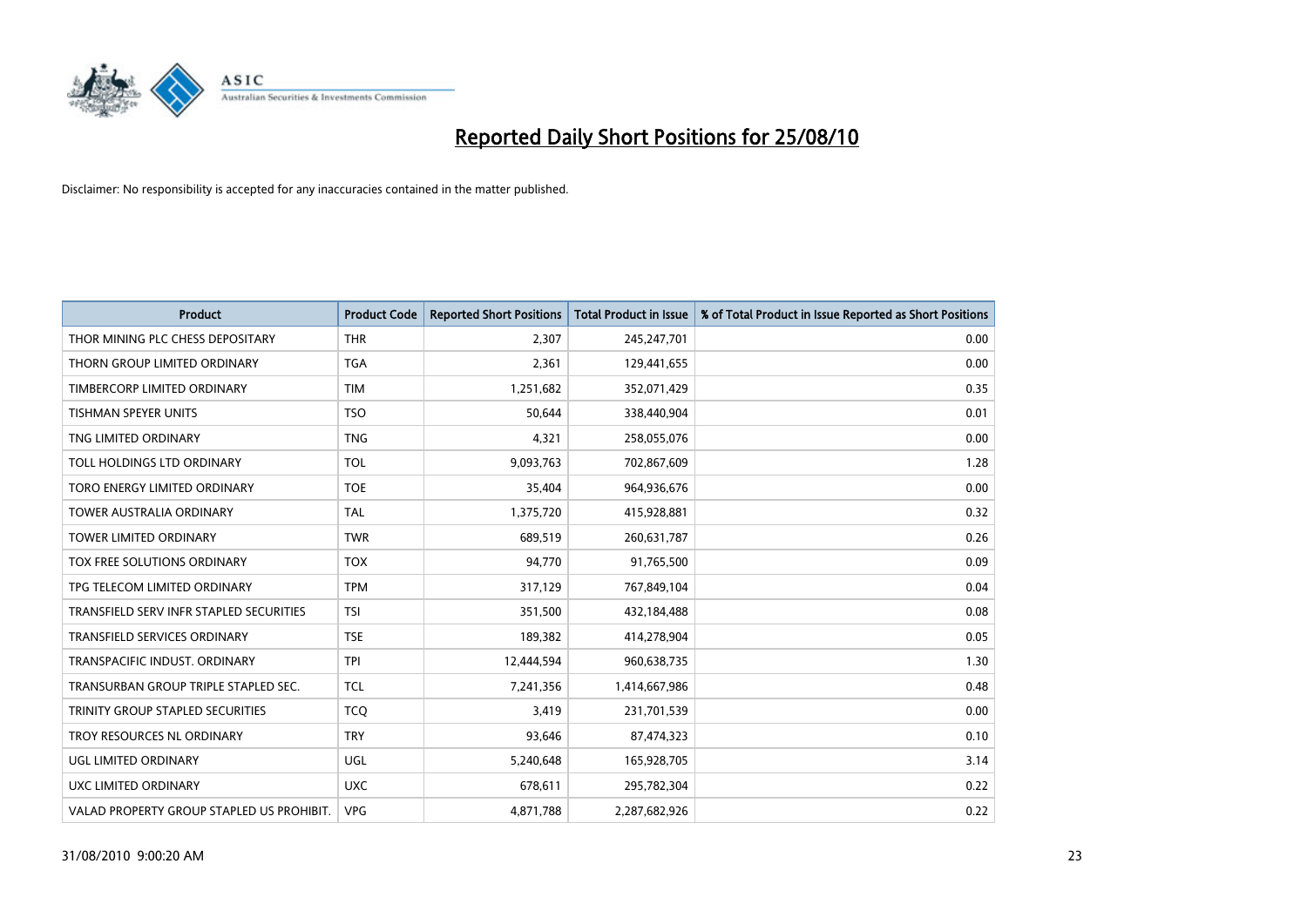# Reported Daily Short Positions for 25/08/10

Disclaimer: No responsibility is accepted for any inaccuracies contained in the matter published.

| Product | Product Code | Reported Short Positions | Total Product in Issue | % of Total Product in Issue Reported as Short Positions |
|---|---|---|---|---|
| THOR MINING PLC CHESS DEPOSITARY | THR | 2,307 | 245,247,701 | 0.00 |
| THORN GROUP LIMITED ORDINARY | TGA | 2,361 | 129,441,655 | 0.00 |
| TIMBERCORP LIMITED ORDINARY | TIM | 1,251,682 | 352,071,429 | 0.35 |
| TISHMAN SPEYER UNITS | TSO | 50,644 | 338,440,904 | 0.01 |
| TNG LIMITED ORDINARY | TNG | 4,321 | 258,055,076 | 0.00 |
| TOLL HOLDINGS LTD ORDINARY | TOL | 9,093,763 | 702,867,609 | 1.28 |
| TORO ENERGY LIMITED ORDINARY | TOE | 35,404 | 964,936,676 | 0.00 |
| TOWER AUSTRALIA ORDINARY | TAL | 1,375,720 | 415,928,881 | 0.32 |
| TOWER LIMITED ORDINARY | TWR | 689,519 | 260,631,787 | 0.26 |
| TOX FREE SOLUTIONS ORDINARY | TOX | 94,770 | 91,765,500 | 0.09 |
| TPG TELECOM LIMITED ORDINARY | TPM | 317,129 | 767,849,104 | 0.04 |
| TRANSFIELD SERV INFR STAPLED SECURITIES | TSI | 351,500 | 432,184,488 | 0.08 |
| TRANSFIELD SERVICES ORDINARY | TSE | 189,382 | 414,278,904 | 0.05 |
| TRANSPACIFIC INDUST. ORDINARY | TPI | 12,444,594 | 960,638,735 | 1.30 |
| TRANSURBAN GROUP TRIPLE STAPLED SEC. | TCL | 7,241,356 | 1,414,667,986 | 0.48 |
| TRINITY GROUP STAPLED SECURITIES | TCQ | 3,419 | 231,701,539 | 0.00 |
| TROY RESOURCES NL ORDINARY | TRY | 93,646 | 87,474,323 | 0.10 |
| UGL LIMITED ORDINARY | UGL | 5,240,648 | 165,928,705 | 3.14 |
| UXC LIMITED ORDINARY | UXC | 678,611 | 295,782,304 | 0.22 |
| VALAD PROPERTY GROUP STAPLED US PROHIBIT. | VPG | 4,871,788 | 2,287,682,926 | 0.22 |

31/08/2010 9:00:20 AM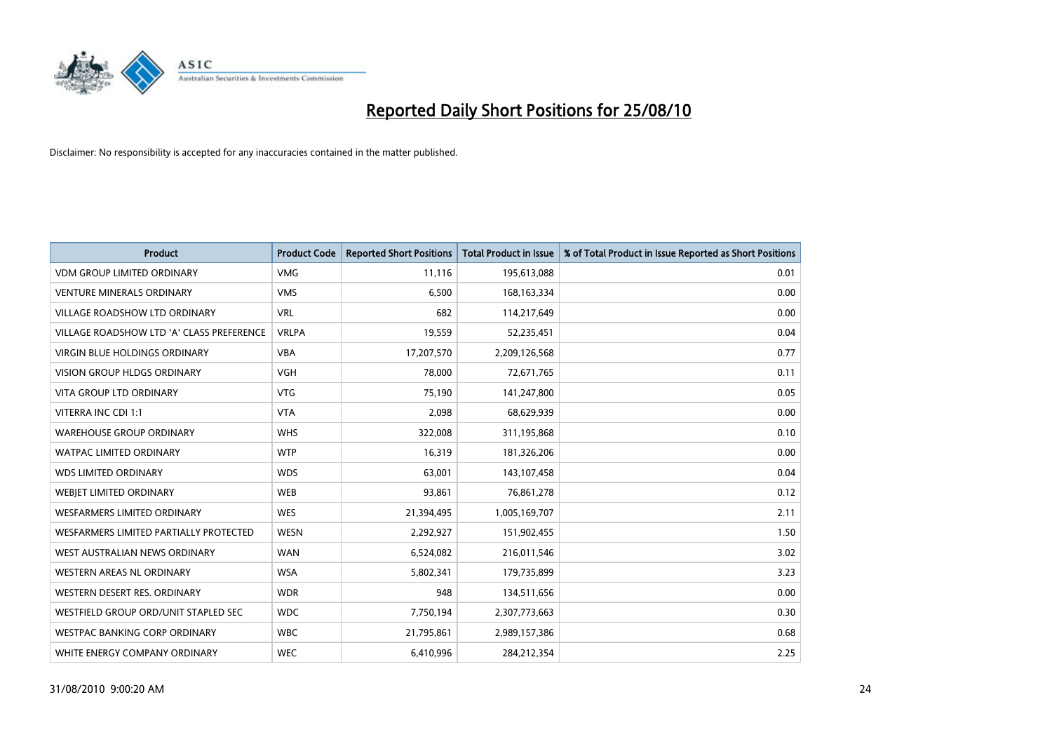# Reported Daily Short Positions for 25/08/10

Disclaimer: No responsibility is accepted for any inaccuracies contained in the matter published.

| Product | Product Code | Reported Short Positions | Total Product in Issue | % of Total Product in Issue Reported as Short Positions |
|---|---|---|---|---|
| VDM GROUP LIMITED ORDINARY | VMG | 11,116 | 195,613,088 | 0.01 |
| VENTURE MINERALS ORDINARY | VMS | 6,500 | 168,163,334 | 0.00 |
| VILLAGE ROADSHOW LTD ORDINARY | VRL | 682 | 114,217,649 | 0.00 |
| VILLAGE ROADSHOW LTD 'A' CLASS PREFERENCE | VRLPA | 19,559 | 52,235,451 | 0.04 |
| VIRGIN BLUE HOLDINGS ORDINARY | VBA | 17,207,570 | 2,209,126,568 | 0.77 |
| VISION GROUP HLDGS ORDINARY | VGH | 78,000 | 72,671,765 | 0.11 |
| VITA GROUP LTD ORDINARY | VTG | 75,190 | 141,247,800 | 0.05 |
| VITERRA INC CDI 1:1 | VTA | 2,098 | 68,629,939 | 0.00 |
| WAREHOUSE GROUP ORDINARY | WHS | 322,008 | 311,195,868 | 0.10 |
| WATPAC LIMITED ORDINARY | WTP | 16,319 | 181,326,206 | 0.00 |
| WDS LIMITED ORDINARY | WDS | 63,001 | 143,107,458 | 0.04 |
| WEBJET LIMITED ORDINARY | WEB | 93,861 | 76,861,278 | 0.12 |
| WESFARMERS LIMITED ORDINARY | WES | 21,394,495 | 1,005,169,707 | 2.11 |
| WESFARMERS LIMITED PARTIALLY PROTECTED | WESN | 2,292,927 | 151,902,455 | 1.50 |
| WEST AUSTRALIAN NEWS ORDINARY | WAN | 6,524,082 | 216,011,546 | 3.02 |
| WESTERN AREAS NL ORDINARY | WSA | 5,802,341 | 179,735,899 | 3.23 |
| WESTERN DESERT RES. ORDINARY | WDR | 948 | 134,511,656 | 0.00 |
| WESTFIELD GROUP ORD/UNIT STAPLED SEC | WDC | 7,750,194 | 2,307,773,663 | 0.30 |
| WESTPAC BANKING CORP ORDINARY | WBC | 21,795,861 | 2,989,157,386 | 0.68 |
| WHITE ENERGY COMPANY ORDINARY | WEC | 6,410,996 | 284,212,354 | 2.25 |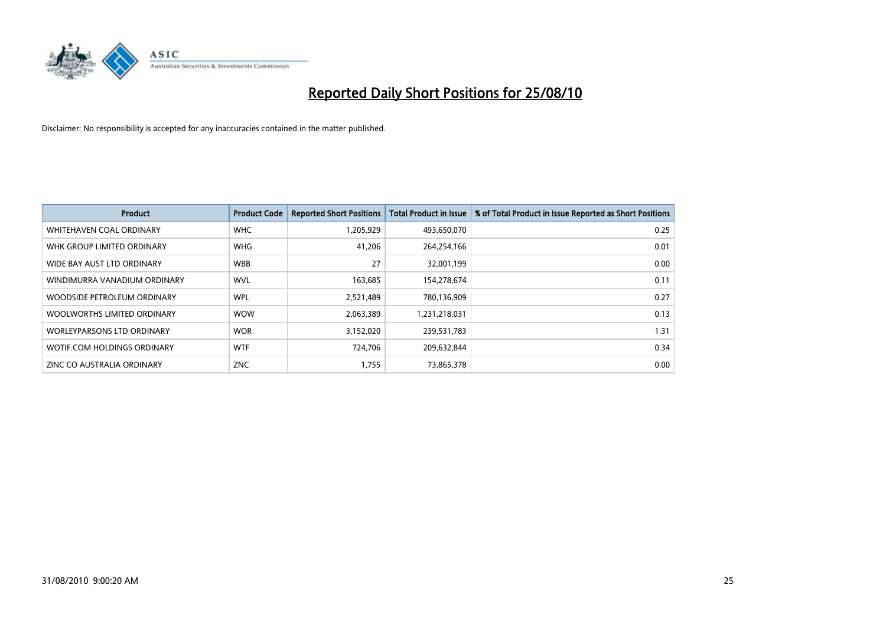# Reported Daily Short Positions for 25/08/10

Disclaimer: No responsibility is accepted for any inaccuracies contained in the matter published.

| Product | Product Code | Reported Short Positions | Total Product in Issue | % of Total Product in Issue Reported as Short Positions |
|---|---|---|---|---|
| WHITEHAVEN COAL ORDINARY | WHC | 1,205,929 | 493,650,070 | 0.25 |
| WHK GROUP LIMITED ORDINARY | WHG | 41,206 | 264,254,166 | 0.01 |
| WIDE BAY AUST LTD ORDINARY | WBB | 27 | 32,001,199 | 0.00 |
| WINDIMURRA VANADIUM ORDINARY | WVL | 163,685 | 154,278,674 | 0.11 |
| WOODSIDE PETROLEUM ORDINARY | WPL | 2,521,489 | 780,136,909 | 0.27 |
| WOOLWORTHS LIMITED ORDINARY | WOW | 2,063,389 | 1,231,218,031 | 0.13 |
| WORLEYPARSONS LTD ORDINARY | WOR | 3,152,020 | 239,531,783 | 1.31 |
| WOTIF.COM HOLDINGS ORDINARY | WTF | 724,706 | 209,632,844 | 0.34 |
| ZINC CO AUSTRALIA ORDINARY | ZNC | 1,755 | 73,865,378 | 0.00 |

31/08/2010 9:00:20 AM